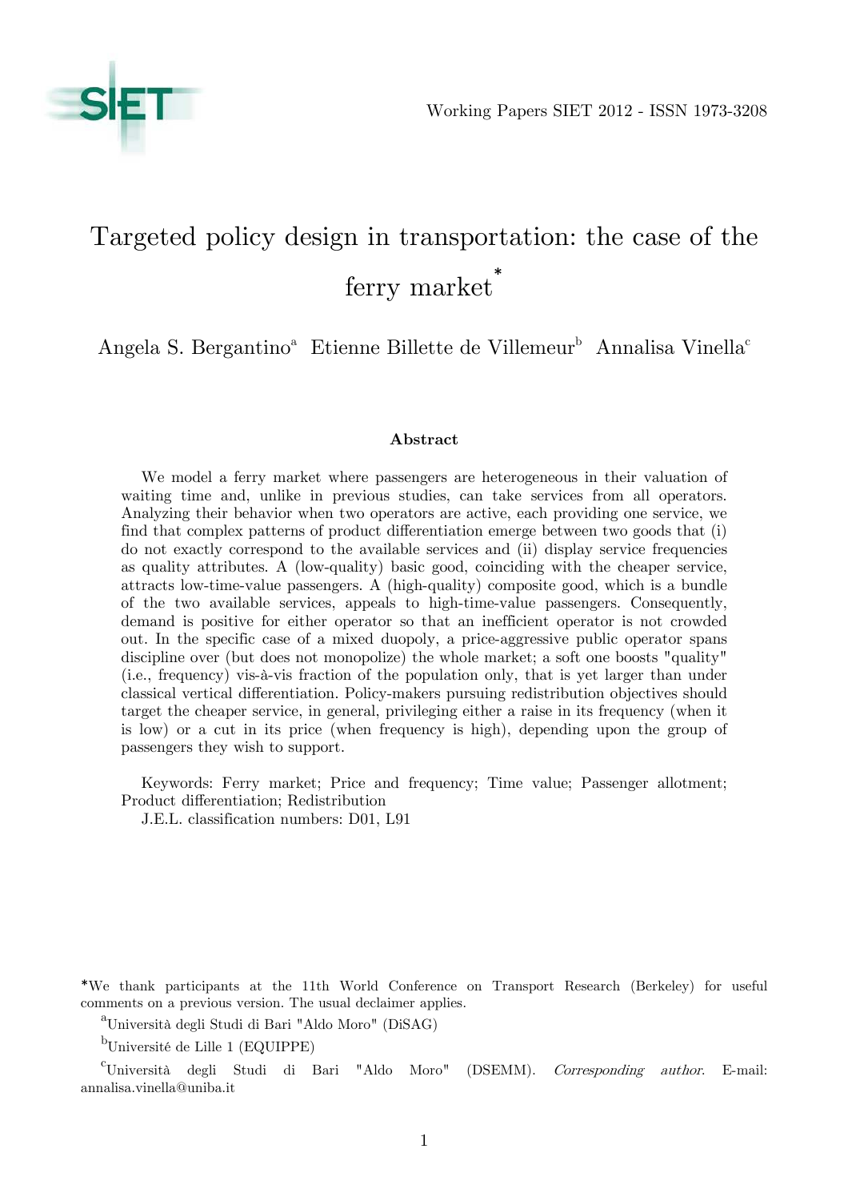Working Papers SIET 2012 - ISSN 1973-3208

# Targeted policy design in transportation: the case of the ferry market*

Angela S. Bergantino[a] Etienne Billette de Villemeur[b] Annalisa Vinella[c]

### Abstract

We model a ferry market where passengers are heterogeneous in their valuation of waiting time and, unlike in previous studies, can take services from all operators. Analyzing their behavior when two operators are active, each providing one service, we find that complex patterns of product differentiation emerge between two goods that (i) do not exactly correspond to the available services and (ii) display service frequencies as quality attributes. A (low-quality) basic good, cosinciding with the cheaper service, attracts low-time-value passengers. A (high-quality) composite good, which is a bundle of the two available services, appeals to high-time-value passengers. Consequently, demand is positive for either operator so that an inefficient operator is not crowded out. In the specific case of a mixed duopoly, a price-aggressive public operator spans discipline over (but does not monopolize) the whole market; a soft one boosts "quality" (i.e., frequency) vis-à-vis fraction of the population only, that is yet larger than under classical vertical differentiation. Policy-makers pursuing redistribution objectives should target the cheaper service, in general, privileging either a raise in its frequency (when it is low) or a cut in its price (when frequency is high), depending upon the group of passengers they wish to support.

Keywords: Ferry market; Price and frequency; Time value; Passenger allotment; Product differentiation; Redistribution

J.E.L. classification numbers: D01, L91

*We thank participants at the 11th World Conference on Transport Research (Berkeley) for useful comments on a previous version. The usual declaimer applies.

[a]Università degli Studi di Bari "Aldo Moro" (DiSAG)

[b]Université de Lille 1 (EQUIPPE)

[c]Università degli Studi di Bari "Aldo Moro" (DSEMM). *Corresponding author.* E-mail: annalisa.vinella@uniba.it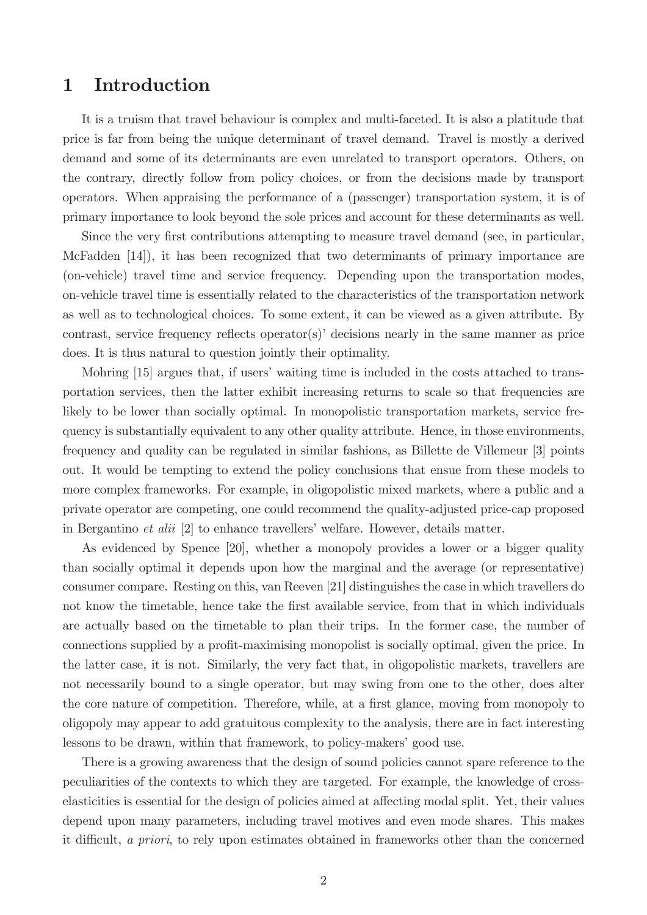# 1 Introduction

It is a truism that travel behaviour is complex and multi-faceted. It is also a platitude that price is far from being the unique determinant of travel demand. Travel is mostly a derived demand and some of its determinants are even unrelated to transport operators. Others, on the contrary, directly follow from policy choices, or from the decisions made by transport operators. When appraising the performance of a (passenger) transportation system, it is of primary importance to look beyond the sole prices and account for these determinants as well.

Since the very first contributions attempting to measure travel demand (see, in particular, McFadden [14]), it has been recognized that two determinants of primary importance are (on-vehicle) travel time and service frequency. Depending upon the transportation modes, on-vehicle travel time is essentially related to the characteristics of the transportation network as well as to technological choices. To some extent, it can be viewed as a given attribute. By contrast, service frequency reflects operator(s)' decisions nearly in the same manner as price does. It is thus natural to question jointly their optimality.

Mohring [15] argues that, if users' waiting time is included in the costs attached to transportation services, then the latter exhibit increasing returns to scale so that frequencies are likely to be lower than socially optimal. In monopolistic transportation markets, service frequency is substantially equivalent to any other quality attribute. Hence, in those environments, frequency and quality can be regulated in similar fashions, as Billette de Villemeur [3] points out. It would be tempting to extend the policy conclusions that ensue from these models to more complex frameworks. For example, in oligopolistic mixed markets, where a public and a private operator are competing, one could recommend the quality-adjusted price-cap proposed in Bergantino *et alii* [2] to enhance travellers' welfare. However, details matter.

As evidenced by Spence [20], whether a monopoly provides a lower or a bigger quality than socially optimal it depends upon how the marginal and the average (or representative) consumer compare. Resting on this, van Reeven [21] distinguishes the case in which travellers do not know the timetable, hence take the first available service, from that in which individuals are actually based on the timetable to plan their trips. In the former case, the number of connections supplied by a profit-maximising monopolist is socially optimal, given the price. In the latter case, it is not. Similarly, the very fact that, in oligopolistic markets, travellers are not necessarily bound to a single operator, but may swing from one to the other, does alter the core nature of competition. Therefore, while, at a first glance, moving from monopoly to oligopoly may appear to add gratuitous complexity to the analysis, there are in fact interesting lessons to be drawn, within that framework, to policy-makers' good use.

There is a growing awareness that the design of sound policies cannot spare reference to the peculiarities of the contexts to which they are targeted. For example, the knowledge of cross-elasticities is essential for the design of policies aimed at affecting modal split. Yet, their values depend upon many parameters, including travel motives and even mode shares. This makes it difficult, *a priori*, to rely upon estimates obtained in frameworks other than the concerned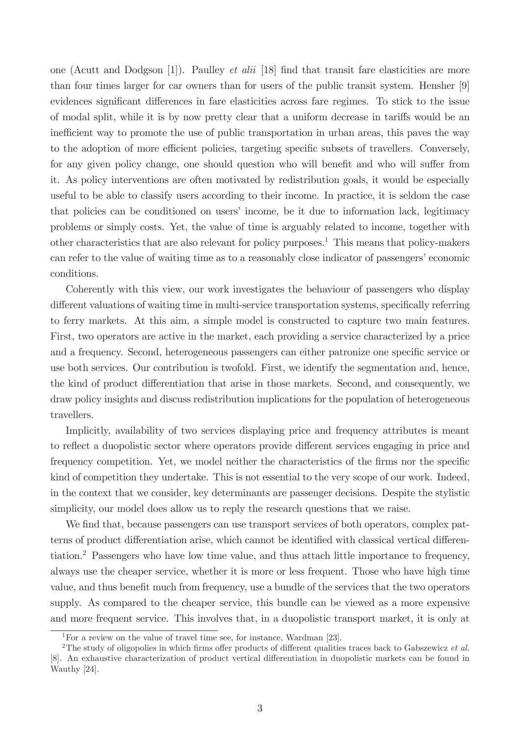one (Acutt and Dodgson [1]). Paulley *et alii* [18] find that transit fare elasticities are more than four times larger for car owners than for users of the public transit system. Hensher [9] evidences significant differences in fare elasticities across fare regimes. To stick to the issue of modal split, while it is by now pretty clear that a uniform decrease in tariffs would be an inefficient way to promote the use of public transportation in urban areas, this paves the way to the adoption of more efficient policies, targeting specific subsets of travellers. Conversely, for any given policy change, one should question who will benefit and who will suffer from it. As policy interventions are often motivated by redistribution goals, it would be especially useful to be able to classify users according to their income. In practice, it is seldom the case that policies can be conditioned on users' income, be it due to information lack, legitimacy problems or simply costs. Yet, the value of time is arguably related to income, together with other characteristics that are also relevant for policy purposes.[1] This means that policy-makers can refer to the value of waiting time as to a reasonably close indicator of passengers' economic conditions.

Coherently with this view, our work investigates the behaviour of passengers who display different valuations of waiting time in multi-service transportation systems, specifically referring to ferry markets. At this aim, a simple model is constructed to capture two main features. First, two operators are active in the market, each providing a service characterized by a price and a frequency. Second, heterogeneous passengers can either patronize one specific service or use both services. Our contribution is twofold. First, we identify the segmentation and, hence, the kind of product differentiation that arise in those markets. Second, and consequently, we draw policy insights and discuss redistribution implications for the population of heterogeneous travellers.

Implicitly, availability of two services displaying price and frequency attributes is meant to reflect a duopolistic sector where operators provide different services engaging in price and frequency competition. Yet, we model neither the characteristics of the firms nor the specific kind of competition they undertake. This is not essential to the very scope of our work. Indeed, in the context that we consider, key determinants are passenger decisions. Despite the stylistic simplicity, our model does allow us to reply the research questions that we raise.

We find that, because passengers can use transport services of both operators, complex patterns of product differentiation arise, which cannot be identified with classical vertical differentiation.[2] Passengers who have low time value, and thus attach little importance to frequency, always use the cheaper service, whether it is more or less frequent. Those who have high time value, and thus benefit much from frequency, use a bundle of the services that the two operators supply. As compared to the cheaper service, this bundle can be viewed as a more expensive and more frequent service. This involves that, in a duopolistic transport market, it is only at

[1] For a review on the value of travel time see, for instance, Wardman [23].

[2] The study of oligopolies in which firms offer products of different qualities traces back to Gabszewicz *et al.* [8]. An exhaustive characterization of product vertical differentiation in duopolistic markets can be found in Wauthy [24].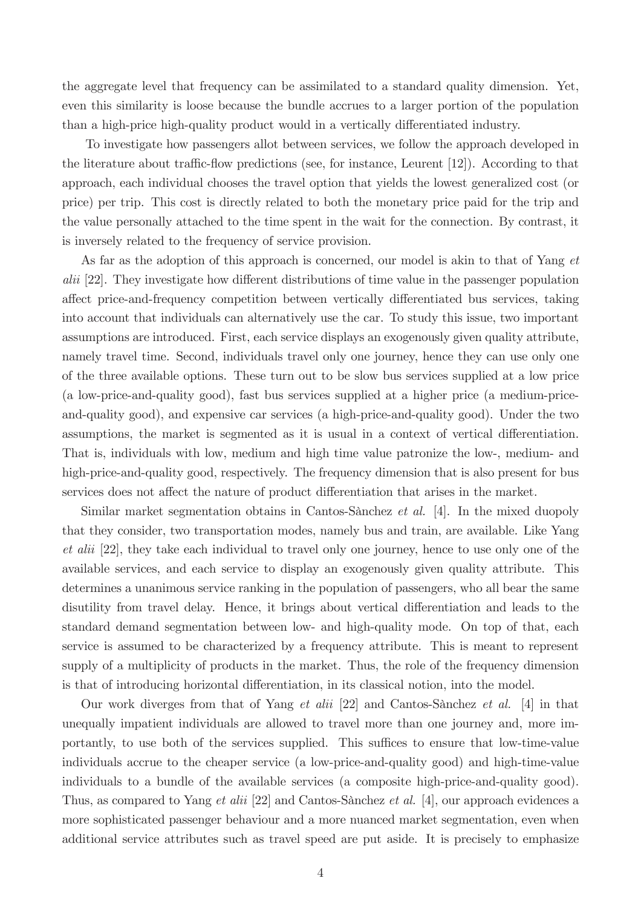the aggregate level that frequency can be assimilated to a standard quality dimension. Yet, even this similarity is loose because the bundle accrues to a larger portion of the population than a high-price high-quality product would in a vertically differentiated industry.

To investigate how passengers allot between services, we follow the approach developed in the literature about traffic-flow predictions (see, for instance, Leurent [12]). According to that approach, each individual chooses the travel option that yields the lowest generalized cost (or price) per trip. This cost is directly related to both the monetary price paid for the trip and the value personally attached to the time spent in the wait for the connection. By contrast, it is inversely related to the frequency of service provision.

As far as the adoption of this approach is concerned, our model is akin to that of Yang *et alii* [22]. They investigate how different distributions of time value in the passenger population affect price-and-frequency competition between vertically differentiated bus services, taking into account that individuals can alternatively use the car. To study this issue, two important assumptions are introduced. First, each service displays an exogenously given quality attribute, namely travel time. Second, individuals travel only one journey, hence they can use only one of the three available options. These turn out to be slow bus services supplied at a low price (a low-price-and-quality good), fast bus services supplied at a higher price (a medium-price-and-quality good), and expensive car services (a high-price-and-quality good). Under the two assumptions, the market is segmented as it is usual in a context of vertical differentiation. That is, individuals with low, medium and high time value patronize the low-, medium- and high-price-and-quality good, respectively. The frequency dimension that is also present for bus services does not affect the nature of product differentiation that arises in the market.

Similar market segmentation obtains in Cantos-Sànchez *et al.* [4]. In the mixed duopoly that they consider, two transportation modes, namely bus and train, are available. Like Yang *et alii* [22], they take each individual to travel only one journey, hence to use only one of the available services, and each service to display an exogenously given quality attribute. This determines a unanimous service ranking in the population of passengers, who all bear the same disutility from travel delay. Hence, it brings about vertical differentiation and leads to the standard demand segmentation between low- and high-quality mode. On top of that, each service is assumed to be characterized by a frequency attribute. This is meant to represent supply of a multiplicity of products in the market. Thus, the role of the frequency dimension is that of introducing horizontal differentiation, in its classical notion, into the model.

Our work diverges from that of Yang *et alii* [22] and Cantos-Sànchez *et al.* [4] in that unequally impatient individuals are allowed to travel more than one journey and, more importantly, to use both of the services supplied. This suffices to ensure that low-time-value individuals accrue to the cheaper service (a low-price-and-quality good) and high-time-value individuals to a bundle of the available services (a composite high-price-and-quality good). Thus, as compared to Yang *et alii* [22] and Cantos-Sànchez *et al.* [4], our approach evidences a more sophisticated passenger behaviour and a more nuanced market segmentation, even when additional service attributes such as travel speed are put aside. It is precisely to emphasize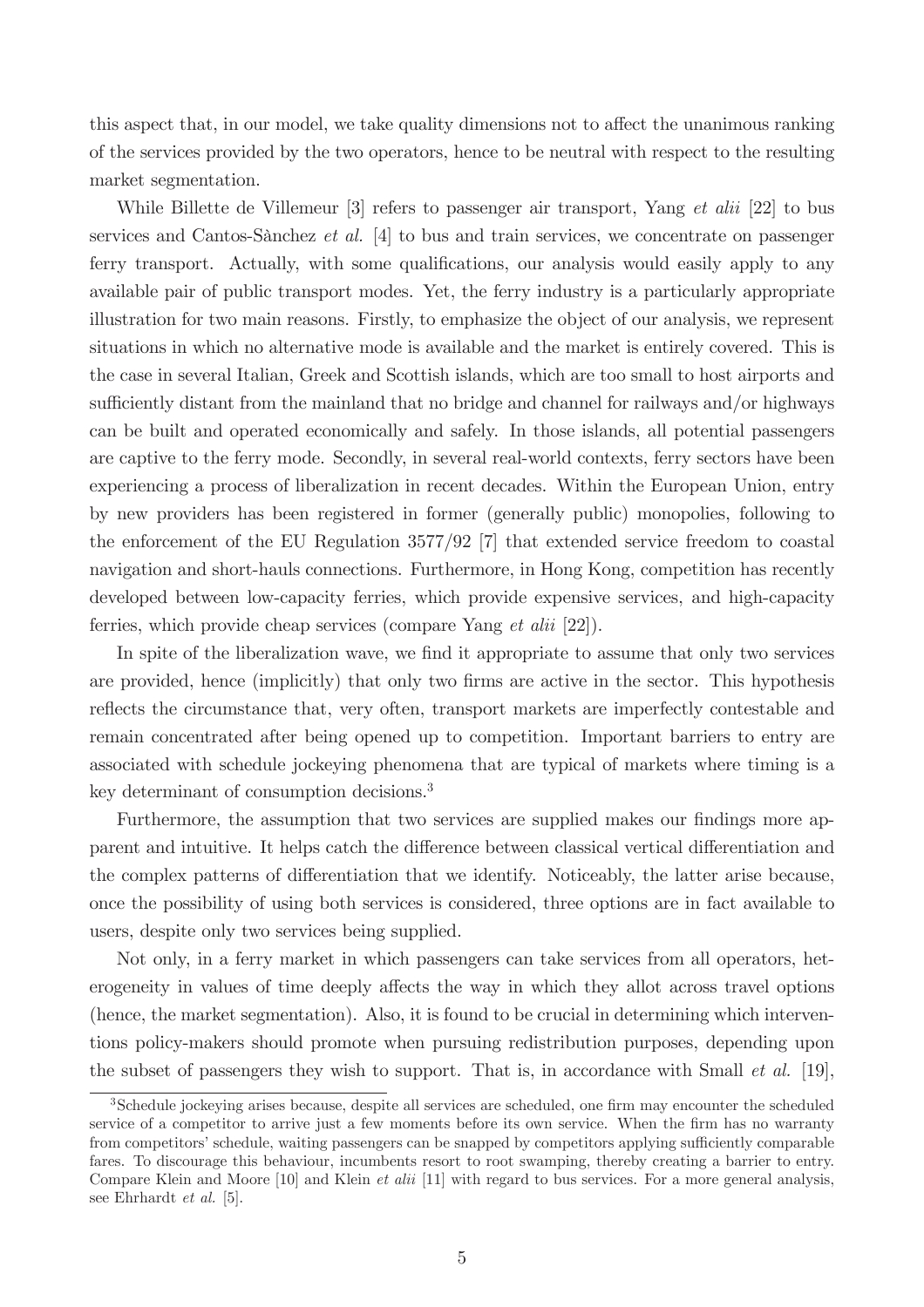this aspect that, in our model, we take quality dimensions not to affect the unanimous ranking of the services provided by the two operators, hence to be neutral with respect to the resulting market segmentation.

While Billette de Villemeur [3] refers to passenger air transport, Yang *et alii* [22] to bus services and Cantos-Sànchez *et al.* [4] to bus and train services, we concentrate on passenger ferry transport. Actually, with some qualifications, our analysis would easily apply to any available pair of public transport modes. Yet, the ferry industry is a particularly appropriate illustration for two main reasons. Firstly, to emphasize the object of our analysis, we represent situations in which no alternative mode is available and the market is entirely covered. This is the case in several Italian, Greek and Scottish islands, which are too small to host airports and sufficiently distant from the mainland that no bridge and channel for railways and/or highways can be built and operated economically and safely. In those islands, all potential passengers are captive to the ferry mode. Secondly, in several real-world contexts, ferry sectors have been experiencing a process of liberalization in recent decades. Within the European Union, entry by new providers has been registered in former (generally public) monopolies, following to the enforcement of the EU Regulation 3577/92 [7] that extended service freedom to coastal navigation and short-hauls connections. Furthermore, in Hong Kong, competition has recently developed between low-capacity ferries, which provide expensive services, and high-capacity ferries, which provide cheap services (compare Yang *et alii* [22]).

In spite of the liberalization wave, we find it appropriate to assume that only two services are provided, hence (implicitly) that only two firms are active in the sector. This hypothesis reflects the circumstance that, very often, transport markets are imperfectly contestable and remain concentrated after being opened up to competition. Important barriers to entry are associated with schedule jockeying phenomena that are typical of markets where timing is a key determinant of consumption decisions.[3]

Furthermore, the assumption that two services are supplied makes our findings more apparent and intuitive. It helps catch the difference between classical vertical differentiation and the complex patterns of differentiation that we identify. Noticeably, the latter arise because, once the possibility of using both services is considered, three options are in fact available to users, despite only two services being supplied.

Not only, in a ferry market in which passengers can take services from all operators, heterogeneity in values of time deeply affects the way in which they allot across travel options (hence, the market segmentation). Also, it is found to be crucial in determining which interventions policy-makers should promote when pursuing redistribution purposes, depending upon the subset of passengers they wish to support. That is, in accordance with Small *et al.* [19],

[3] Schedule jockeying arises because, despite all services are scheduled, one firm may encounter the scheduled service of a competitor to arrive just a few moments before its own service. When the firm has no warranty from competitors' schedule, waiting passengers can be snapped by competitors applying sufficiently comparable fares. To discourage this behaviour, incumbents resort to root swamping, thereby creating a barrier to entry. Compare Klein and Moore [10] and Klein *et alii* [11] with regard to bus services. For a more general analysis, see Ehrhardt *et al.* [5].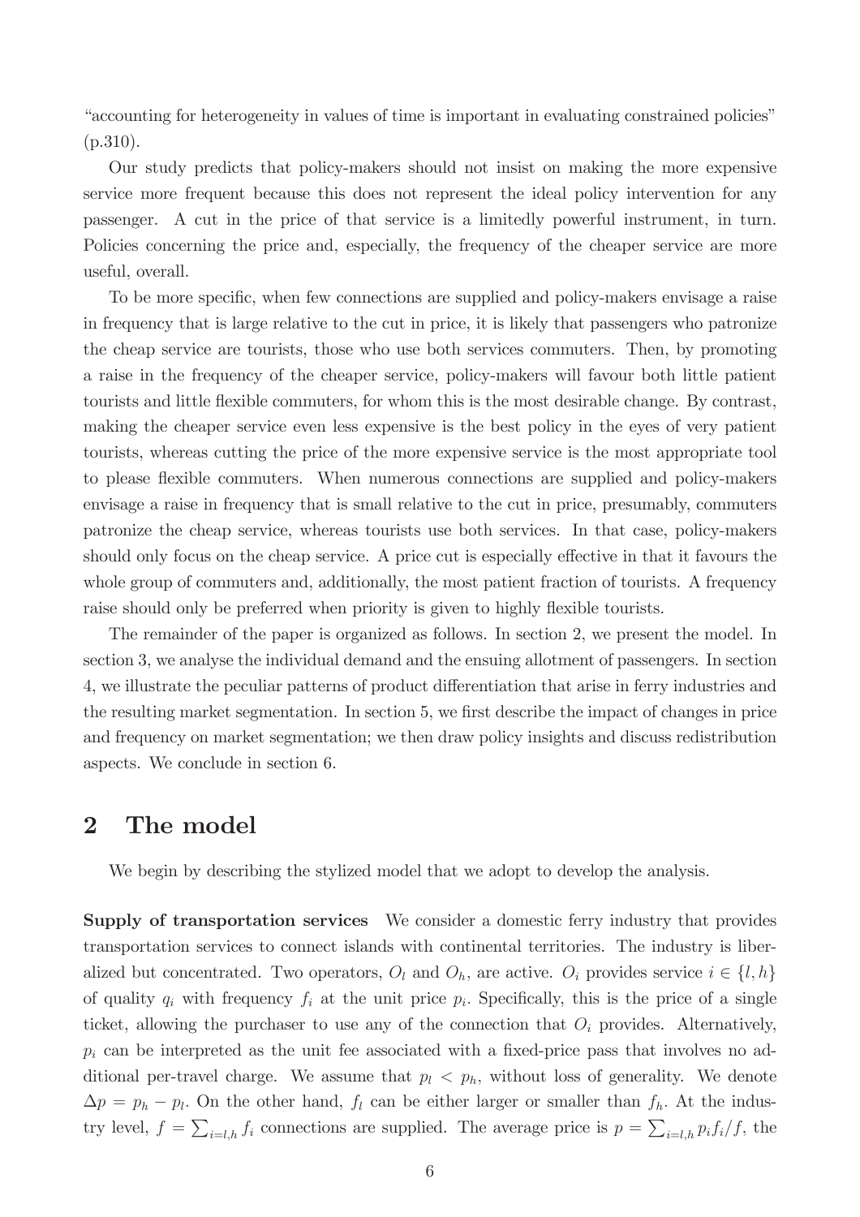"accounting for heterogeneity in values of time is important in evaluating constrained policies" (p.310).

Our study predicts that policy-makers should not insist on making the more expensive service more frequent because this does not represent the ideal policy intervention for any passenger. A cut in the price of that service is a limitedly powerful instrument, in turn. Policies concerning the price and, especially, the frequency of the cheaper service are more useful, overall.

To be more specific, when few connections are supplied and policy-makers envisage a raise in frequency that is large relative to the cut in price, it is likely that passengers who patronize the cheap service are tourists, those who use both services commuters. Then, by promoting a raise in the frequency of the cheaper service, policy-makers will favour both little patient tourists and little flexible commuters, for whom this is the most desirable change. By contrast, making the cheaper service even less expensive is the best policy in the eyes of very patient tourists, whereas cutting the price of the more expensive service is the most appropriate tool to please flexible commuters. When numerous connections are supplied and policy-makers envisage a raise in frequency that is small relative to the cut in price, presumably, commuters patronize the cheap service, whereas tourists use both services. In that case, policy-makers should only focus on the cheap service. A price cut is especially effective in that it favours the whole group of commuters and, additionally, the most patient fraction of tourists. A frequency raise should only be preferred when priority is given to highly flexible tourists.

The remainder of the paper is organized as follows. In section 2, we present the model. In section 3, we analyse the individual demand and the ensuing allotment of passengers. In section 4, we illustrate the peculiar patterns of product differentiation that arise in ferry industries and the resulting market segmentation. In section 5, we first describe the impact of changes in price and frequency on market segmentation; we then draw policy insights and discuss redistribution aspects. We conclude in section 6.

## 2 The model

We begin by describing the stylized model that we adopt to develop the analysis.

**Supply of transportation services** We consider a domestic ferry industry that provides transportation services to connect islands with continental territories. The industry is liberalized but concentrated. Two operators, $O_l$ and $O_h$, are active. $O_i$ provides service $i \in \{l, h\}$ of quality $q_i$ with frequency $f_i$ at the unit price $p_i$. Specifically, this is the price of a single ticket, allowing the purchaser to use any of the connection that $O_i$ provides. Alternatively, $p_i$ can be interpreted as the unit fee associated with a fixed-price pass that involves no additional per-travel charge. We assume that $p_l < p_h$, without loss of generality. We denote $\Delta p = p_h - p_l$. On the other hand, $f_l$ can be either larger or smaller than $f_h$. At the industry level, $f = \sum_{i=l,h} f_i$ connections are supplied. The average price is $p = \sum_{i=l,h} p_i f_i / f$, the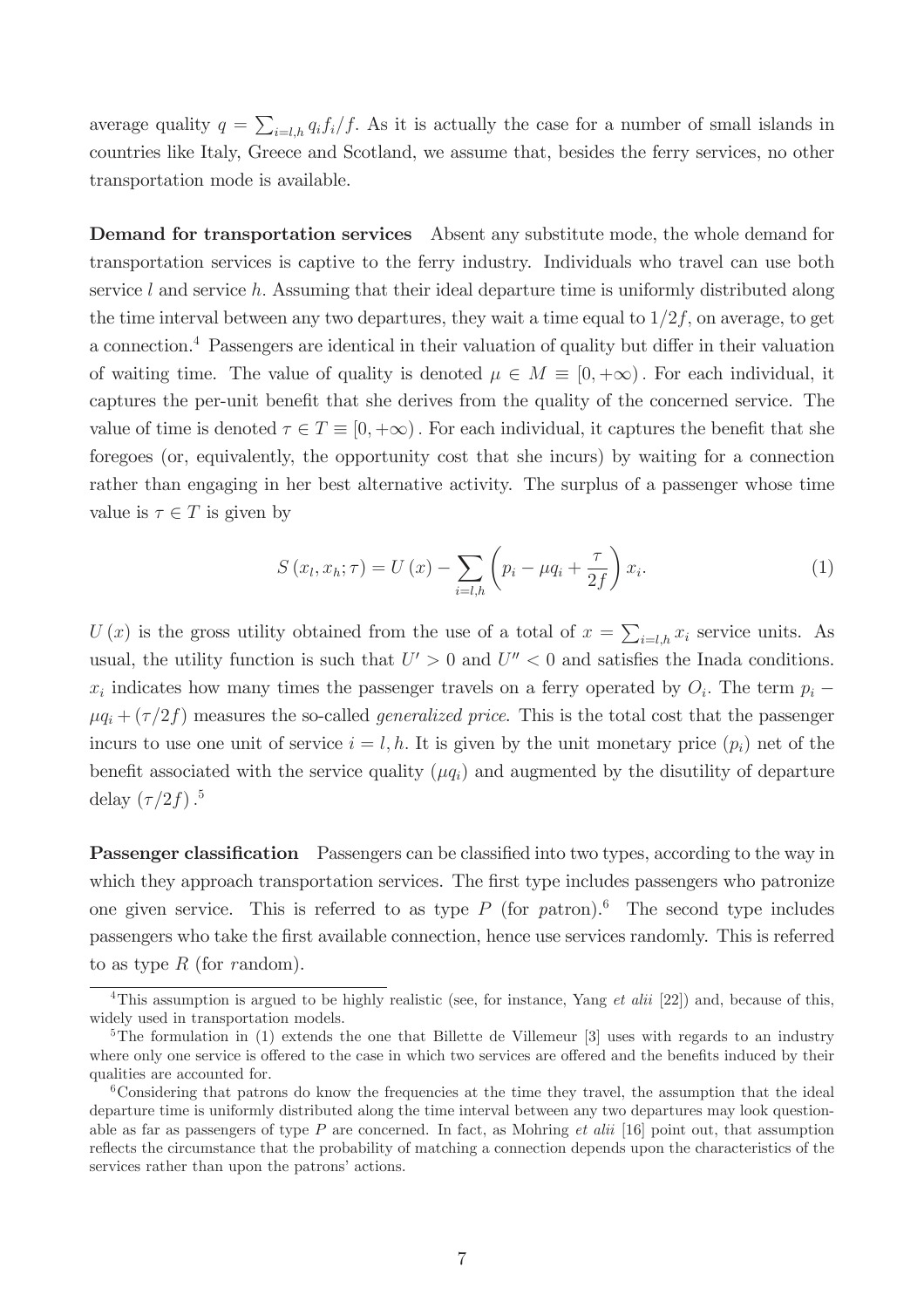average quality $q = \sum_{i=l,h} q_i f_i / f$. As it is actually the case for a number of small islands in countries like Italy, Greece and Scotland, we assume that, besides the ferry services, no other transportation mode is available.

**Demand for transportation services** Absent any substitute mode, the whole demand for transportation services is captive to the ferry industry. Individuals who travel can use both service $l$ and service $h$. Assuming that their ideal departure time is uniformly distributed along the time interval between any two departures, they wait a time equal to $1/2f$, on average, to get a connection.[4] Passengers are identical in their valuation of quality but differ in their valuation of waiting time. The value of quality is denoted $\mu \in M \equiv [0, +\infty)$. For each individual, it captures the per-unit benefit that she derives from the quality of the concerned service. The value of time is denoted $\tau \in T \equiv [0, +\infty)$. For each individual, it captures the benefit that she foregoes (or, equivalently, the opportunity cost that she incurs) by waiting for a connection rather than engaging in her best alternative activity. The surplus of a passenger whose time value is $\tau \in T$ is given by

$$S(x_l, x_h; \tau) = U(x) - \sum_{i=l,h} \left( p_i - \mu q_i + \frac{\tau}{2f} \right) x_i. \tag{1}$$

$U(x)$ is the gross utility obtained from the use of a total of $x = \sum_{i=l,h} x_i$ service units. As usual, the utility function is such that $U' > 0$ and $U'' < 0$ and satisfies the Inada conditions. $x_i$ indicates how many times the passenger travels on a ferry operated by $O_i$. The term $p_i - \mu q_i + (\tau/2f)$ measures the so-called *generalized price*. This is the total cost that the passenger incurs to use one unit of service $i = l, h$. It is given by the unit monetary price ($p_i$) net of the benefit associated with the service quality ($\mu q_i$) and augmented by the disutility of departure delay $(\tau/2f)$.[5]

**Passenger classification** Passengers can be classified into two types, according to the way in which they approach transportation services. The first type includes passengers who patronize one given service. This is referred to as type $P$ (for *p*atron).[6] The second type includes passengers who take the first available connection, hence use services randomly. This is referred to as type $R$ (for *r*andom).

---

[4] This assumption is argued to be highly realistic (see, for instance, Yang *et alii* [22]) and, because of this, widely used in transportation models.

[5] The formulation in (1) extends the one that Billette de Villemeur [3] uses with regards to an industry where only one service is offered to the case in which two services are offered and the benefits induced by their qualities are accounted for.

[6] Considering that patrons do know the frequencies at the time they travel, the assumption that the ideal departure time is uniformly distributed along the time interval between any two departures may look questionable as far as passengers of type $P$ are concerned. In fact, as Mohring *et alii* [16] point out, that assumption reflects the circumstance that the probability of matching a connection depends upon the characteristics of the services rather than upon the patrons' actions.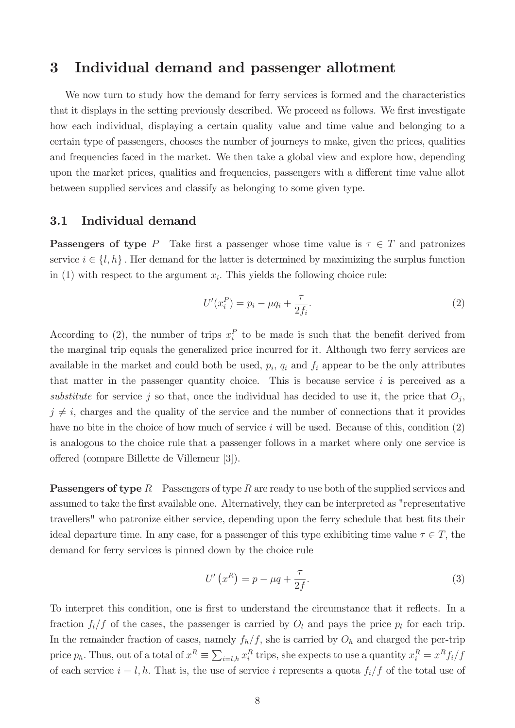# 3 Individual demand and passenger allotment

We now turn to study how the demand for ferry services is formed and the characteristics that it displays in the setting previously described. We proceed as follows. We first investigate how each individual, displaying a certain quality value and time value and belonging to a certain type of passengers, chooses the number of journeys to make, given the prices, qualities and frequencies faced in the market. We then take a global view and explore how, depending upon the market prices, qualities and frequencies, passengers with a different time value allot between supplied services and classify as belonging to some given type.

## 3.1 Individual demand

**Passengers of type $P$** Take first a passenger whose time value is $\tau \in T$ and patronizes service $i \in \{l, h\}$. Her demand for the latter is determined by maximizing the surplus function in (1) with respect to the argument $x_i$. This yields the following choice rule:

$$U'(x_i^P) = p_i - \mu q_i + \frac{\tau}{2f_i}. \tag{2}$$

According to (2), the number of trips $x_i^P$ to be made is such that the benefit derived from the marginal trip equals the generalized price incurred for it. Although two ferry services are available in the market and could both be used, $p_i$, $q_i$ and $f_i$ appear to be the only attributes that matter in the passenger quantity choice. This is because service $i$ is perceived as a *substitute* for service $j$ so that, once the individual has decided to use it, the price that $O_j$, $j \neq i$, charges and the quality of the service and the number of connections that it provides have no bite in the choice of how much of service $i$ will be used. Because of this, condition (2) is analogous to the choice rule that a passenger follows in a market where only one service is offered (compare Billette de Villemeur [3]).

**Passengers of type $R$** Passengers of type $R$ are ready to use both of the supplied services and assumed to take the first available one. Alternatively, they can be interpreted as "representative travellers" who patronize either service, depending upon the ferry schedule that best fits their ideal departure time. In any case, for a passenger of this type exhibiting time value $\tau \in T$, the demand for ferry services is pinned down by the choice rule

$$U'\left(x^R\right) = p - \mu q + \frac{\tau}{2f}. \tag{3}$$

To interpret this condition, one is first to understand the circumstance that it reflects. In a fraction $f_l/f$ of the cases, the passenger is carried by $O_l$ and pays the price $p_l$ for each trip. In the remainder fraction of cases, namely $f_h/f$, she is carried by $O_h$ and charged the per-trip price $p_h$. Thus, out of a total of $x^R \equiv \sum_{i=l,h} x_i^R$ trips, she expects to use a quantity $x_i^R = x^R f_i/f$ of each service $i = l, h$. That is, the use of service $i$ represents a quota $f_i/f$ of the total use of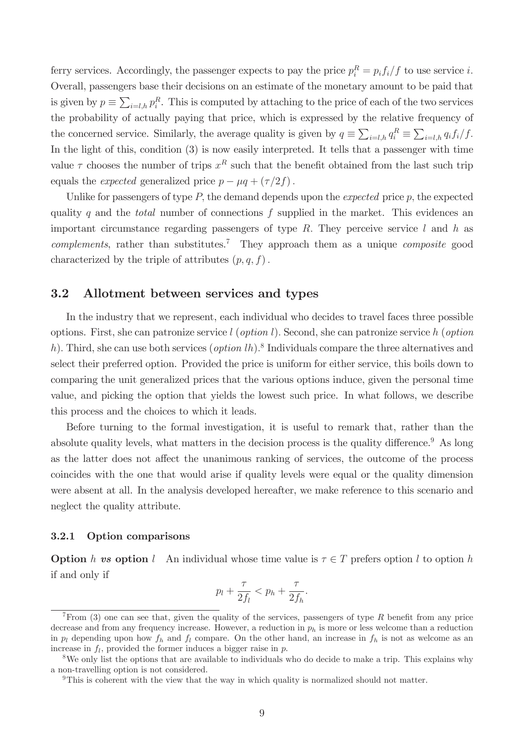ferry services. Accordingly, the passenger expects to pay the price $p_i^R = p_i f_i / f$ to use service $i$. Overall, passengers base their decisions on an estimate of the monetary amount to be paid that is given by $p \equiv \sum_{i=l,h} p_i^R$. This is computed by attaching to the price of each of the two services the probability of actually paying that price, which is expressed by the relative frequency of the concerned service. Similarly, the average quality is given by $q \equiv \sum_{i=l,h} q_i^R \equiv \sum_{i=l,h} q_i f_i / f$. In the light of this, condition (3) is now easily interpreted. It tells that a passenger with time value $\tau$ chooses the number of trips $x^R$ such that the benefit obtained from the last such trip equals the *expected* generalized price $p - \mu q + (\tau / 2f)$.

Unlike for passengers of type $P$, the demand depends upon the *expected* price $p$, the expected quality $q$ and the *total* number of connections $f$ supplied in the market. This evidences an important circumstance regarding passengers of type $R$. They perceive service $l$ and $h$ as *complements*, rather than substitutes.[7] They approach them as a unique *composite* good characterized by the triple of attributes $(p, q, f)$.

## 3.2 Allotment between services and types

In the industry that we represent, each individual who decides to travel faces three possible options. First, she can patronize service $l$ (*option* $l$). Second, she can patronize service $h$ (*option* $h$). Third, she can use both services (*option* $lh$).[8] Individuals compare the three alternatives and select their preferred option. Provided the price is uniform for either service, this boils down to comparing the unit generalized prices that the various options induce, given the personal time value, and picking the option that yields the lowest such price. In what follows, we describe this process and the choices to which it leads.

Before turning to the formal investigation, it is useful to remark that, rather than the absolute quality levels, what matters in the decision process is the quality difference.[9] As long as the latter does not affect the unanimous ranking of services, the outcome of the process coincides with the one that would arise if quality levels were equal or the quality dimension were absent at all. In the analysis developed hereafter, we make reference to this scenario and neglect the quality attribute.

### 3.2.1 Option comparisons

**Option $h$ *vs* option $l$** An individual whose time value is $\tau \in T$ prefers option $l$ to option $h$ if and only if

$$p_l + \frac{\tau}{2f_l} < p_h + \frac{\tau}{2f_h}.$$

[7] From (3) one can see that, given the quality of the services, passengers of type $R$ benefit from any price decrease and from any frequency increase. However, a reduction in $p_h$ is more or less welcome than a reduction in $p_l$ depending upon how $f_h$ and $f_l$ compare. On the other hand, an increase in $f_h$ is not as welcome as an increase in $f_l$, provided the former induces a bigger raise in $p$.

[8] We only list the options that are available to individuals who do decide to make a trip. This explains why a non-travelling option is not considered.

[9] This is coherent with the view that the way in which quality is normalized should not matter.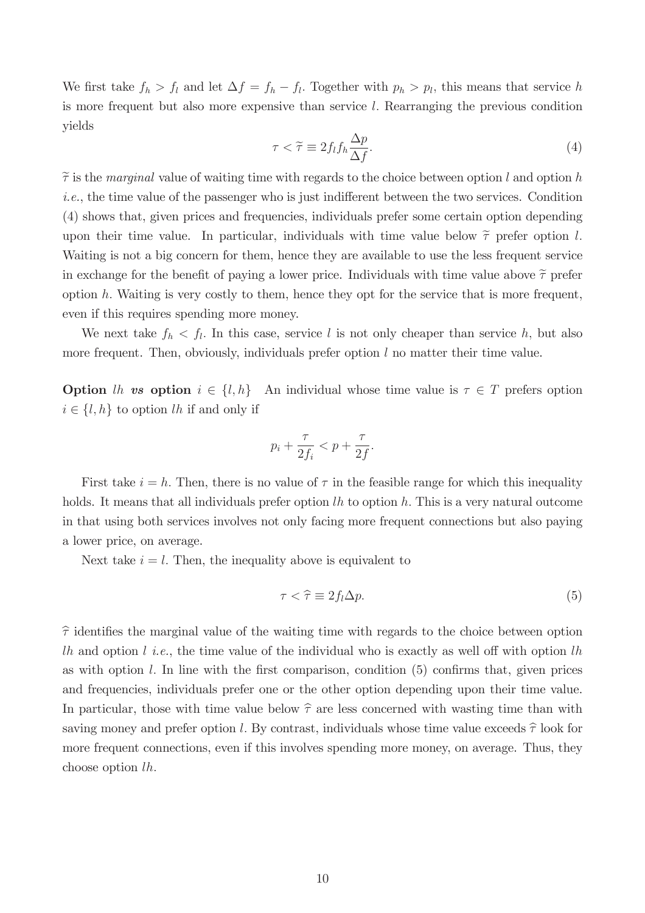We first take $f_h > f_l$ and let $\Delta f = f_h - f_l$. Together with $p_h > p_l$, this means that service $h$ is more frequent but also more expensive than service $l$. Rearranging the previous condition yields

$$\tau < \widetilde{\tau} \equiv 2 f_l f_h \frac{\Delta p}{\Delta f}. \tag{4}$$

$\widetilde{\tau}$ is the *marginal* value of waiting time with regards to the choice between option $l$ and option $h$ *i.e.*, the time value of the passenger who is just indifferent between the two services. Condition (4) shows that, given prices and frequencies, individuals prefer some certain option depending upon their time value. In particular, individuals with time value below $\widetilde{\tau}$ prefer option $l$. Waiting is not a big concern for them, hence they are available to use the less frequent service in exchange for the benefit of paying a lower price. Individuals with time value above $\widetilde{\tau}$ prefer option $h$. Waiting is very costly to them, hence they opt for the service that is more frequent, even if this requires spending more money.

We next take $f_h < f_l$. In this case, service $l$ is not only cheaper than service $h$, but also more frequent. Then, obviously, individuals prefer option $l$ no matter their time value.

**Option $lh$ *vs* option $i \in \{l, h\}$** An individual whose time value is $\tau \in T$ prefers option $i \in \{l, h\}$ to option $lh$ if and only if

$$p_i + \frac{\tau}{2f_i} < p + \frac{\tau}{2f}.$$

First take $i = h$. Then, there is no value of $\tau$ in the feasible range for which this inequality holds. It means that all individuals prefer option $lh$ to option $h$. This is a very natural outcome in that using both services involves not only facing more frequent connections but also paying a lower price, on average.

Next take $i = l$. Then, the inequality above is equivalent to

$$\tau < \widehat{\tau} \equiv 2 f_l \Delta p. \tag{5}$$

$\widehat{\tau}$ identifies the marginal value of the waiting time with regards to the choice between option $lh$ and option $l$ *i.e.*, the time value of the individual who is exactly as well off with option $lh$ as with option $l$. In line with the first comparison, condition (5) confirms that, given prices and frequencies, individuals prefer one or the other option depending upon their time value. In particular, those with time value below $\widehat{\tau}$ are less concerned with wasting time than with saving money and prefer option $l$. By contrast, individuals whose time value exceeds $\widehat{\tau}$ look for more frequent connections, even if this involves spending more money, on average. Thus, they choose option $lh$.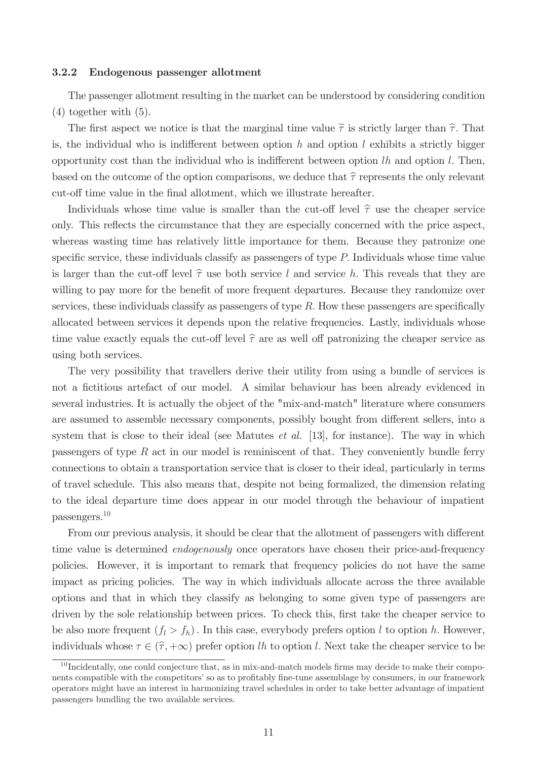### 3.2.2 Endogenous passenger allotment

The passenger allotment resulting in the market can be understood by considering condition (4) together with (5).

The first aspect we notice is that the marginal time value $\widetilde{\tau}$ is strictly larger than $\widehat{\tau}$. That is, the individual who is indifferent between option $h$ and option $l$ exhibits a strictly bigger opportunity cost than the individual who is indifferent between option $lh$ and option $l$. Then, based on the outcome of the option comparisons, we deduce that $\widehat{\tau}$ represents the only relevant cut-off time value in the final allotment, which we illustrate hereafter.

Individuals whose time value is smaller than the cut-off level $\widehat{\tau}$ use the cheaper service only. This reflects the circumstance that they are especially concerned with the price aspect, whereas wasting time has relatively little importance for them. Because they patronize one specific service, these individuals classify as passengers of type $P$. Individuals whose time value is larger than the cut-off level $\widehat{\tau}$ use both service $l$ and service $h$. This reveals that they are willing to pay more for the benefit of more frequent departures. Because they randomize over services, these individuals classify as passengers of type $R$. How these passengers are specifically allocated between services it depends upon the relative frequencies. Lastly, individuals whose time value exactly equals the cut-off level $\widehat{\tau}$ are as well off patronizing the cheaper service as using both services.

The very possibility that travellers derive their utility from using a bundle of services is not a fictitious artefact of our model. A similar behaviour has been already evidenced in several industries. It is actually the object of the "mix-and-match" literature where consumers are assumed to assemble necessary components, possibly bought from different sellers, into a system that is close to their ideal (see Matutes *et al.* [13], for instance). The way in which passengers of type $R$ act in our model is reminiscent of that. They conveniently bundle ferry connections to obtain a transportation service that is closer to their ideal, particularly in terms of travel schedule. This also means that, despite not being formalized, the dimension relating to the ideal departure time does appear in our model through the behaviour of impatient passengers.[10]

From our previous analysis, it should be clear that the allotment of passengers with different time value is determined *endogenously* once operators have chosen their price-and-frequency policies. However, it is important to remark that frequency policies do not have the same impact as pricing policies. The way in which individuals allocate across the three available options and that in which they classify as belonging to some given type of passengers are driven by the sole relationship between prices. To check this, first take the cheaper service to be also more frequent $(f_l > f_h)$. In this case, everybody prefers option $l$ to option $h$. However, individuals whose $\tau \in (\widehat{\tau}, +\infty)$ prefer option $lh$ to option $l$. Next take the cheaper service to be

[10] Incidentally, one could conjecture that, as in mix-and-match models firms may decide to make their components compatible with the competitors' so as to profitably fine-tune assemblage by consumers, in our framework operators might have an interest in harmonizing travel schedules in order to take better advantage of impatient passengers bundling the two available services.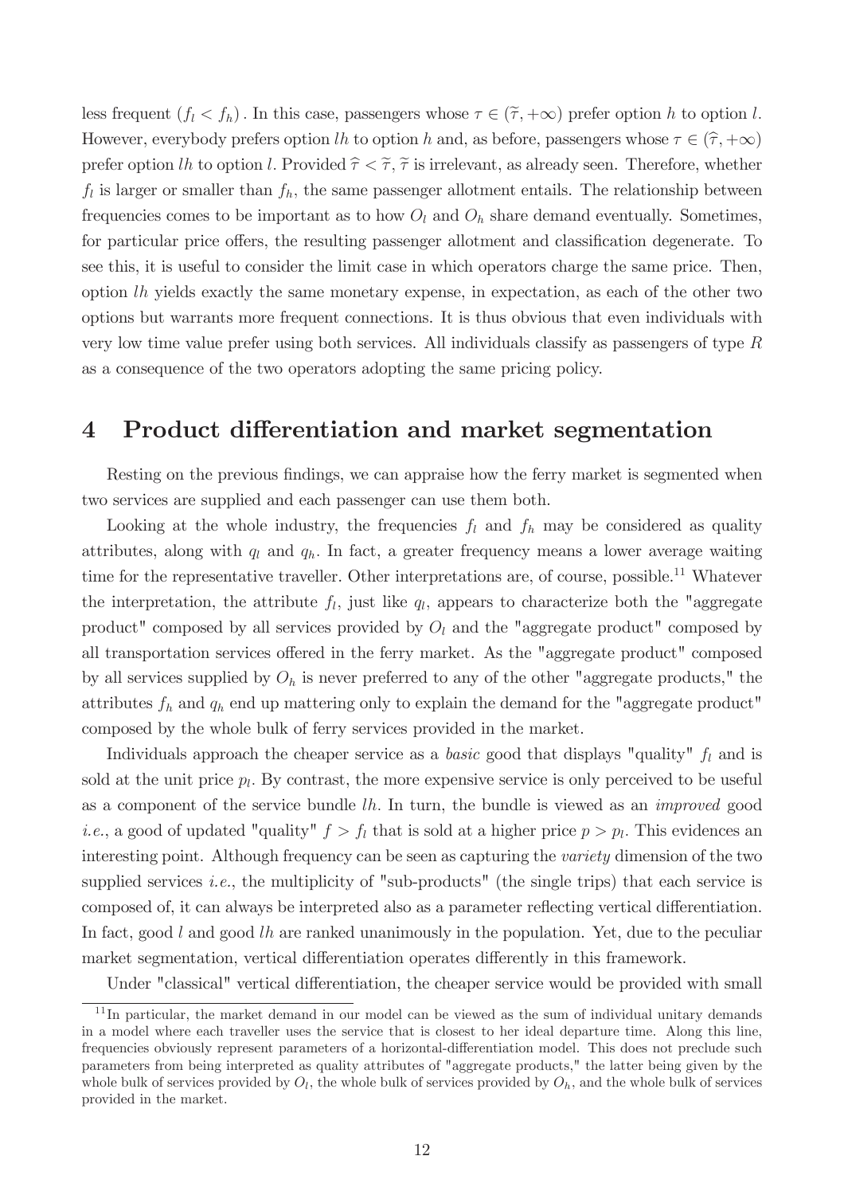less frequent $(f_l < f_h)$. In this case, passengers whose $\tau \in (\widetilde{\tau}, +\infty)$ prefer option $h$ to option $l$. However, everybody prefers option $lh$ to option $h$ and, as before, passengers whose $\tau \in (\widehat{\tau}, +\infty)$ prefer option $lh$ to option $l$. Provided $\widehat{\tau} < \widetilde{\tau}$, $\widetilde{\tau}$ is irrelevant, as already seen. Therefore, whether $f_l$ is larger or smaller than $f_h$, the same passenger allotment entails. The relationship between frequencies comes to be important as to how $O_l$ and $O_h$ share demand eventually. Sometimes, for particular price offers, the resulting passenger allotment and classification degenerate. To see this, it is useful to consider the limit case in which operators charge the same price. Then, option $lh$ yields exactly the same monetary expense, in expectation, as each of the other two options but warrants more frequent connections. It is thus obvious that even individuals with very low time value prefer using both services. All individuals classify as passengers of type $R$ as a consequence of the two operators adopting the same pricing policy.

# 4 Product differentiation and market segmentation

Resting on the previous findings, we can appraise how the ferry market is segmented when two services are supplied and each passenger can use them both.

Looking at the whole industry, the frequencies $f_l$ and $f_h$ may be considered as quality attributes, along with $q_l$ and $q_h$. In fact, a greater frequency means a lower average waiting time for the representative traveller. Other interpretations are, of course, possible.[11] Whatever the interpretation, the attribute $f_l$, just like $q_l$, appears to characterize both the "aggregate product" composed by all services provided by $O_l$ and the "aggregate product" composed by all transportation services offered in the ferry market. As the "aggregate product" composed by all services supplied by $O_h$ is never preferred to any of the other "aggregate products," the attributes $f_h$ and $q_h$ end up mattering only to explain the demand for the "aggregate product" composed by the whole bulk of ferry services provided in the market.

Individuals approach the cheaper service as a *basic* good that displays "quality" $f_l$ and is sold at the unit price $p_l$. By contrast, the more expensive service is only perceived to be useful as a component of the service bundle $lh$. In turn, the bundle is viewed as an *improved* good *i.e.*, a good of updated "quality" $f > f_l$ that is sold at a higher price $p > p_l$. This evidences an interesting point. Although frequency can be seen as capturing the *variety* dimension of the two supplied services *i.e.*, the multiplicity of "sub-products" (the single trips) that each service is composed of, it can always be interpreted also as a parameter reflecting vertical differentiation. In fact, good $l$ and good $lh$ are ranked unanimously in the population. Yet, due to the peculiar market segmentation, vertical differentiation operates differently in this framework.

Under "classical" vertical differentiation, the cheaper service would be provided with small

[11] In particular, the market demand in our model can be viewed as the sum of individual unitary demands in a model where each traveller uses the service that is closest to her ideal departure time. Along this line, frequencies obviously represent parameters of a horizontal-differentiation model. This does not preclude such parameters from being interpreted as quality attributes of "aggregate products," the latter being given by the whole bulk of services provided by $O_l$, the whole bulk of services provided by $O_h$, and the whole bulk of services provided in the market.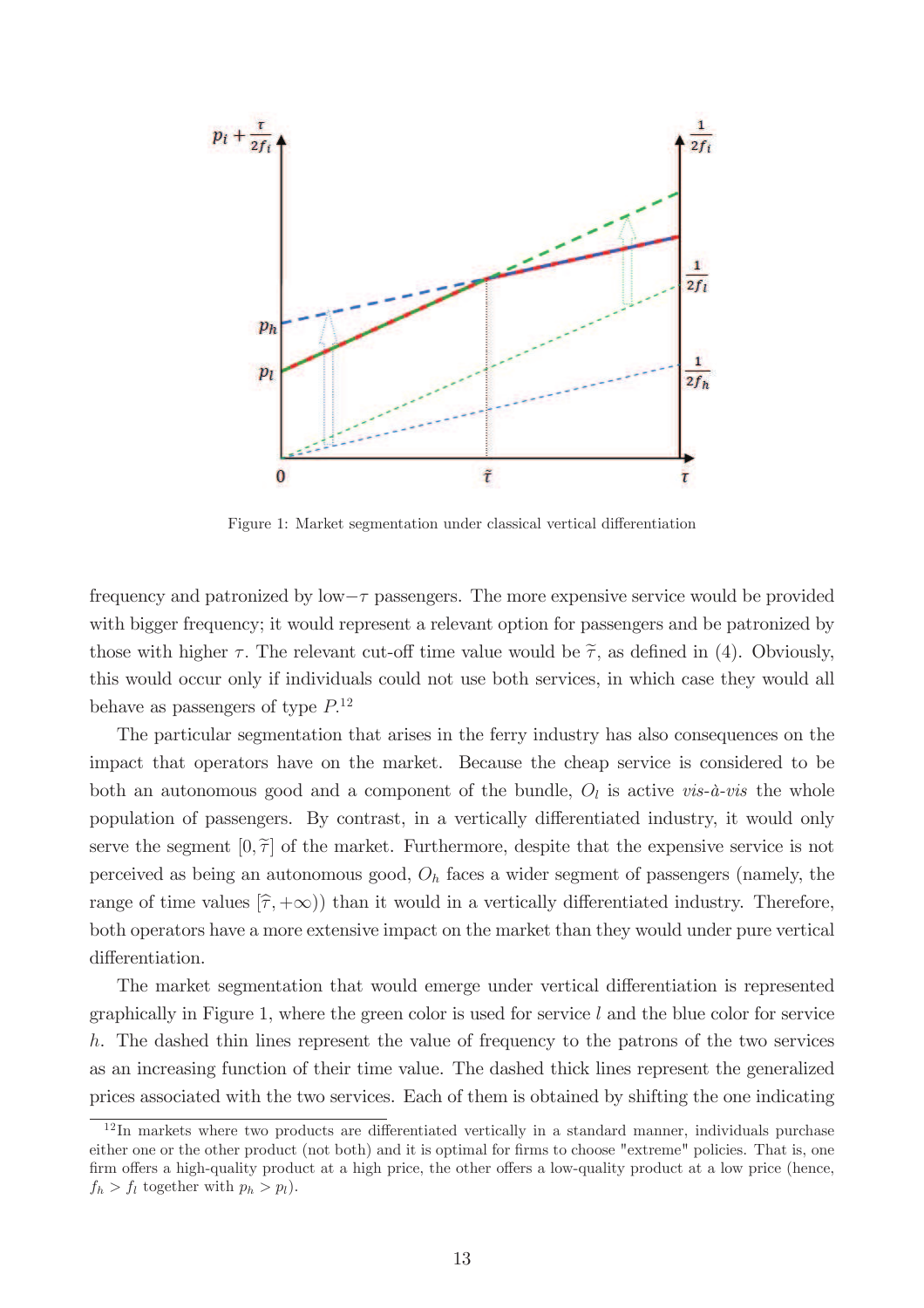Figure 1: Market segmentation under classical vertical differentiation

frequency and patronized by low$-\tau$ passengers. The more expensive service would be provided with bigger frequency; it would represent a relevant option for passengers and be patronized by those with higher $\tau$. The relevant cut-off time value would be $\widetilde{\tau}$, as defined in (4). Obviously, this would occur only if individuals could not use both services, in which case they would all behave as passengers of type $P$.[12]

The particular segmentation that arises in the ferry industry has also consequences on the impact that operators have on the market. Because the cheap service is considered to be both an autonomous good and a component of the bundle, $O_l$ is active *vis-à-vis* the whole population of passengers. By contrast, in a vertically differentiated industry, it would only serve the segment $[0, \widetilde{\tau}]$ of the market. Furthermore, despite that the expensive service is not perceived as being an autonomous good, $O_h$ faces a wider segment of passengers (namely, the range of time values $[\widehat{\tau}, +\infty)$) than it would in a vertically differentiated industry. Therefore, both operators have a more extensive impact on the market than they would under pure vertical differentiation.

The market segmentation that would emerge under vertical differentiation is represented graphically in Figure 1, where the green color is used for service $l$ and the blue color for service $h$. The dashed thin lines represent the value of frequency to the patrons of the two services as an increasing function of their time value. The dashed thick lines represent the generalized prices associated with the two services. Each of them is obtained by shifting the one indicating

[12]In markets where two products are differentiated vertically in a standard manner, individuals purchase either one or the other product (not both) and it is optimal for firms to choose "extreme" policies. That is, one firm offers a high-quality product at a high price, the other offers a low-quality product at a low price (hence, $f_h > f_l$ together with $p_h > p_l$).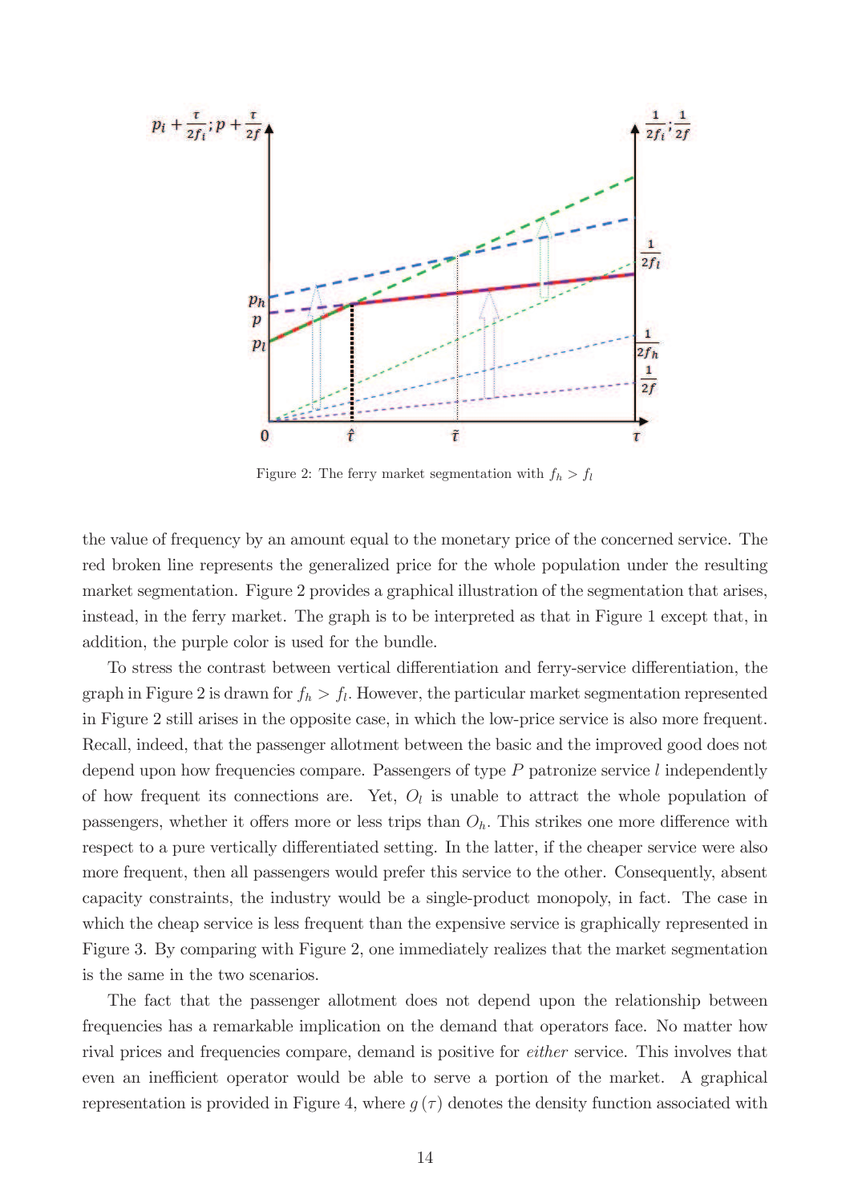Figure 2: The ferry market segmentation with $f_h > f_l$

the value of frequency by an amount equal to the monetary price of the concerned service. The red broken line represents the generalized price for the whole population under the resulting market segmentation. Figure 2 provides a graphical illustration of the segmentation that arises, instead, in the ferry market. The graph is to be interpreted as that in Figure 1 except that, in addition, the purple color is used for the bundle.

To stress the contrast between vertical differentiation and ferry-service differentiation, the graph in Figure 2 is drawn for $f_h > f_l$. However, the particular market segmentation represented in Figure 2 still arises in the opposite case, in which the low-price service is also more frequent. Recall, indeed, that the passenger allotment between the basic and the improved good does not depend upon how frequencies compare. Passengers of type $P$ patronize service $l$ independently of how frequent its connections are. Yet, $O_l$ is unable to attract the whole population of passengers, whether it offers more or less trips than $O_h$. This strikes one more difference with respect to a pure vertically differentiated setting. In the latter, if the cheaper service were also more frequent, then all passengers would prefer this service to the other. Consequently, absent capacity constraints, the industry would be a single-product monopoly, in fact. The case in which the cheap service is less frequent than the expensive service is graphically represented in Figure 3. By comparing with Figure 2, one immediately realizes that the market segmentation is the same in the two scenarios.

The fact that the passenger allotment does not depend upon the relationship between frequencies has a remarkable implication on the demand that operators face. No matter how rival prices and frequencies compare, demand is positive for *either* service. This involves that even an inefficient operator would be able to serve a portion of the market. A graphical representation is provided in Figure 4, where $g(\tau)$ denotes the density function associated with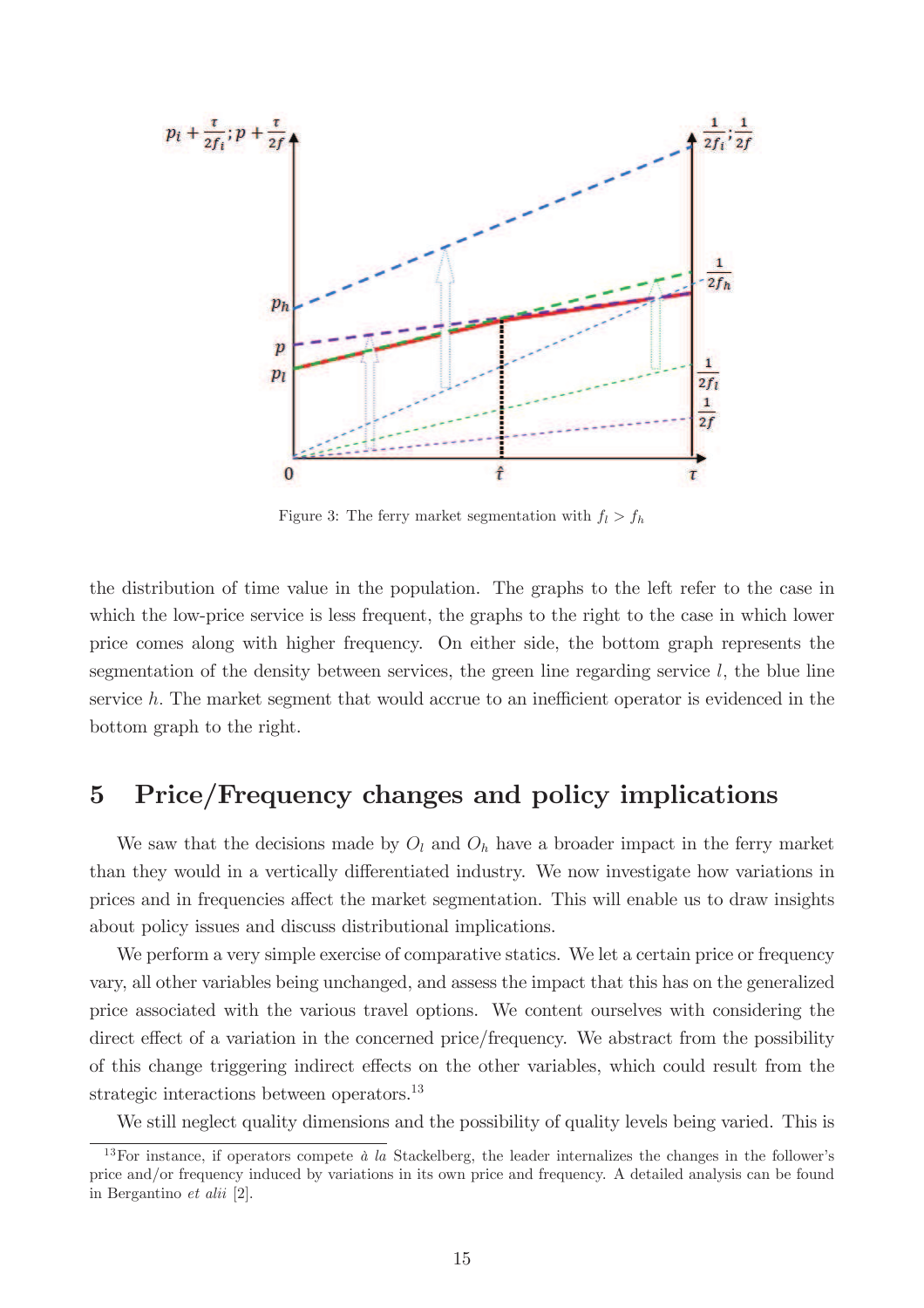Figure 3: The ferry market segmentation with $f_l > f_h$

the distribution of time value in the population. The graphs to the left refer to the case in which the low-price service is less frequent, the graphs to the right to the case in which lower price comes along with higher frequency. On either side, the bottom graph represents the segmentation of the density between services, the green line regarding service $l$, the blue line service $h$. The market segment that would accrue to an inefficient operator is evidenced in the bottom graph to the right.

## 5 Price/Frequency changes and policy implications

We saw that the decisions made by $O_l$ and $O_h$ have a broader impact in the ferry market than they would in a vertically differentiated industry. We now investigate how variations in prices and in frequencies affect the market segmentation. This will enable us to draw insights about policy issues and discuss distributional implications.

We perform a very simple exercise of comparative statics. We let a certain price or frequency vary, all other variables being unchanged, and assess the impact that this has on the generalized price associated with the various travel options. We content ourselves with considering the direct effect of a variation in the concerned price/frequency. We abstract from the possibility of this change triggering indirect effects on the other variables, which could result from the strategic interactions between operators.[13]

We still neglect quality dimensions and the possibility of quality levels being varied. This is

[13] For instance, if operators compete *à la* Stackelberg, the leader internalizes the changes in the follower's price and/or frequency induced by variations in its own price and frequency. A detailed analysis can be found in Bergantino *et alii* [2].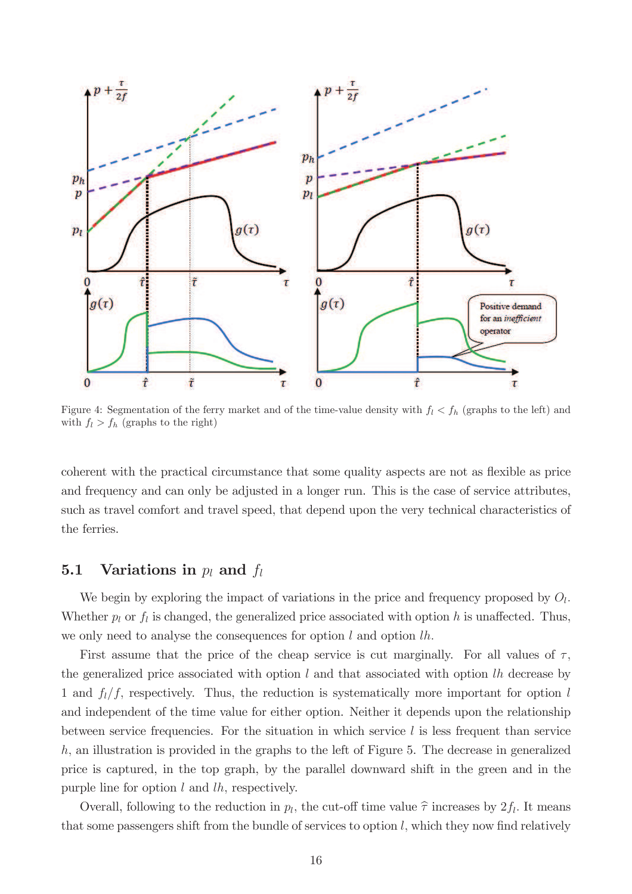Figure 4: Segmentation of the ferry market and of the time-value density with $f_l < f_h$ (graphs to the left) and with $f_l > f_h$ (graphs to the right)

coherent with the practical circumstance that some quality aspects are not as flexible as price and frequency and can only be adjusted in a longer run. This is the case of service attributes, such as travel comfort and travel speed, that depend upon the very technical characteristics of the ferries.

## 5.1 Variations in $p_l$ and $f_l$

We begin by exploring the impact of variations in the price and frequency proposed by $O_l$. Whether $p_l$ or $f_l$ is changed, the generalized price associated with option $h$ is unaffected. Thus, we only need to analyse the consequences for option $l$ and option $lh$.

First assume that the price of the cheap service is cut marginally. For all values of $\tau$, the generalized price associated with option $l$ and that associated with option $lh$ decrease by 1 and $f_l/f$, respectively. Thus, the reduction is systematically more important for option $l$ and independent of the time value for either option. Neither it depends upon the relationship between service frequencies. For the situation in which service $l$ is less frequent than service $h$, an illustration is provided in the graphs to the left of Figure 5. The decrease in generalized price is captured, in the top graph, by the parallel downward shift in the green and in the purple line for option $l$ and $lh$, respectively.

Overall, following to the reduction in $p_l$, the cut-off time value $\widehat{\tau}$ increases by $2f_l$. It means that some passengers shift from the bundle of services to option $l$, which they now find relatively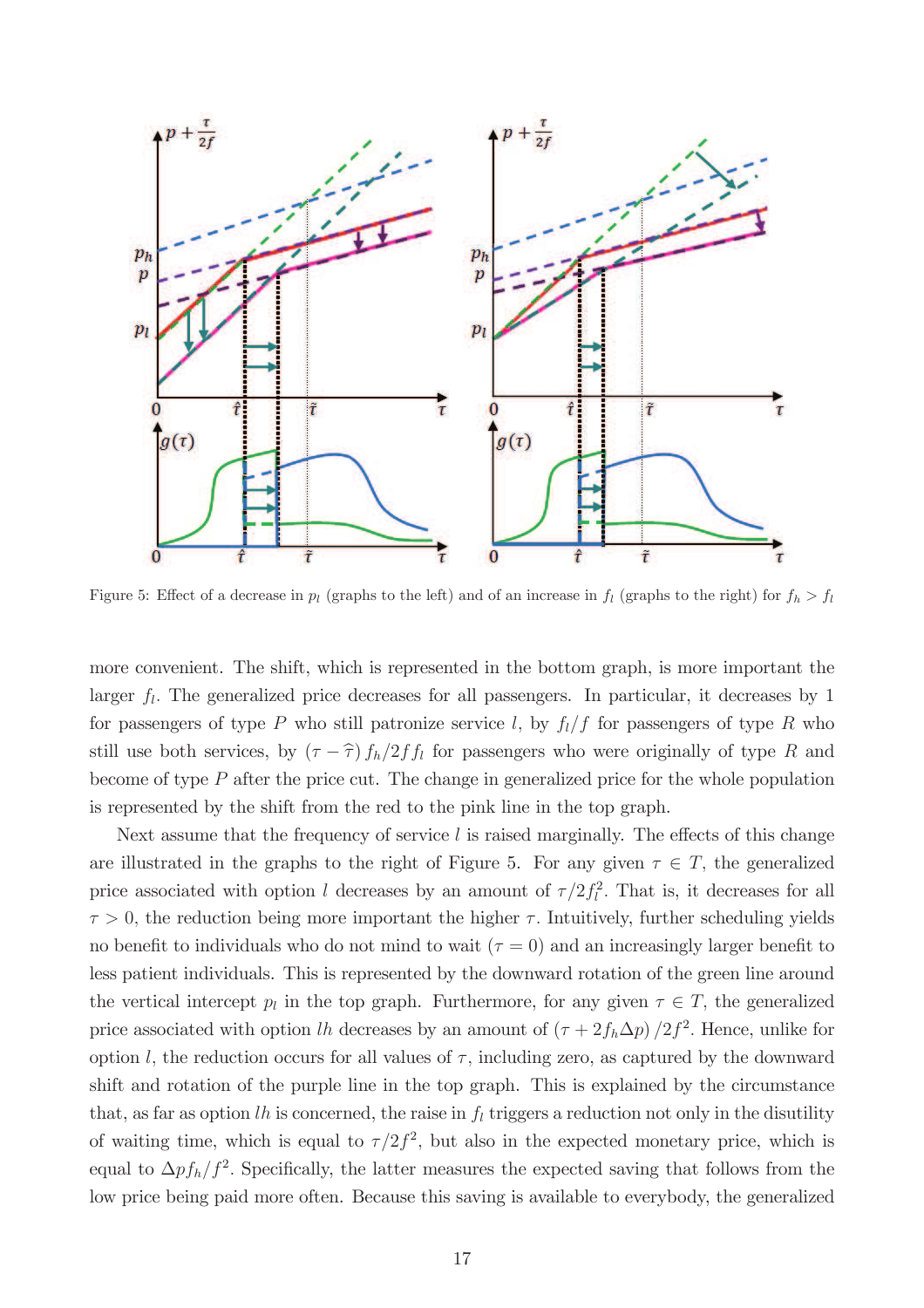Figure 5: Effect of a decrease in $p_l$ (graphs to the left) and of an increase in $f_l$ (graphs to the right) for $f_h > f_l$

more convenient. The shift, which is represented in the bottom graph, is more important the larger $f_l$. The generalized price decreases for all passengers. In particular, it decreases by 1 for passengers of type $P$ who still patronize service $l$, by $f_l/f$ for passengers of type $R$ who still use both services, by $(\tau - \widehat{\tau}) f_h/2ff_l$ for passengers who were originally of type $R$ and become of type $P$ after the price cut. The change in generalized price for the whole population is represented by the shift from the red to the pink line in the top graph.

Next assume that the frequency of service $l$ is raised marginally. The effects of this change are illustrated in the graphs to the right of Figure 5. For any given $\tau \in T$, the generalized price associated with option $l$ decreases by an amount of $\tau/2f_l^2$. That is, it decreases for all $\tau > 0$, the reduction being more important the higher $\tau$. Intuitively, further scheduling yields no benefit to individuals who do not mind to wait ($\tau = 0$) and an increasingly larger benefit to less patient individuals. This is represented by the downward rotation of the green line around the vertical intercept $p_l$ in the top graph. Furthermore, for any given $\tau \in T$, the generalized price associated with option $lh$ decreases by an amount of $(\tau + 2f_h\Delta p)/2f^2$. Hence, unlike for option $l$, the reduction occurs for all values of $\tau$, including zero, as captured by the downward shift and rotation of the purple line in the top graph. This is explained by the circumstance that, as far as option $lh$ is concerned, the raise in $f_l$ triggers a reduction not only in the disutility of waiting time, which is equal to $\tau/2f^2$, but also in the expected monetary price, which is equal to $\Delta p f_h/f^2$. Specifically, the latter measures the expected saving that follows from the low price being paid more often. Because this saving is available to everybody, the generalized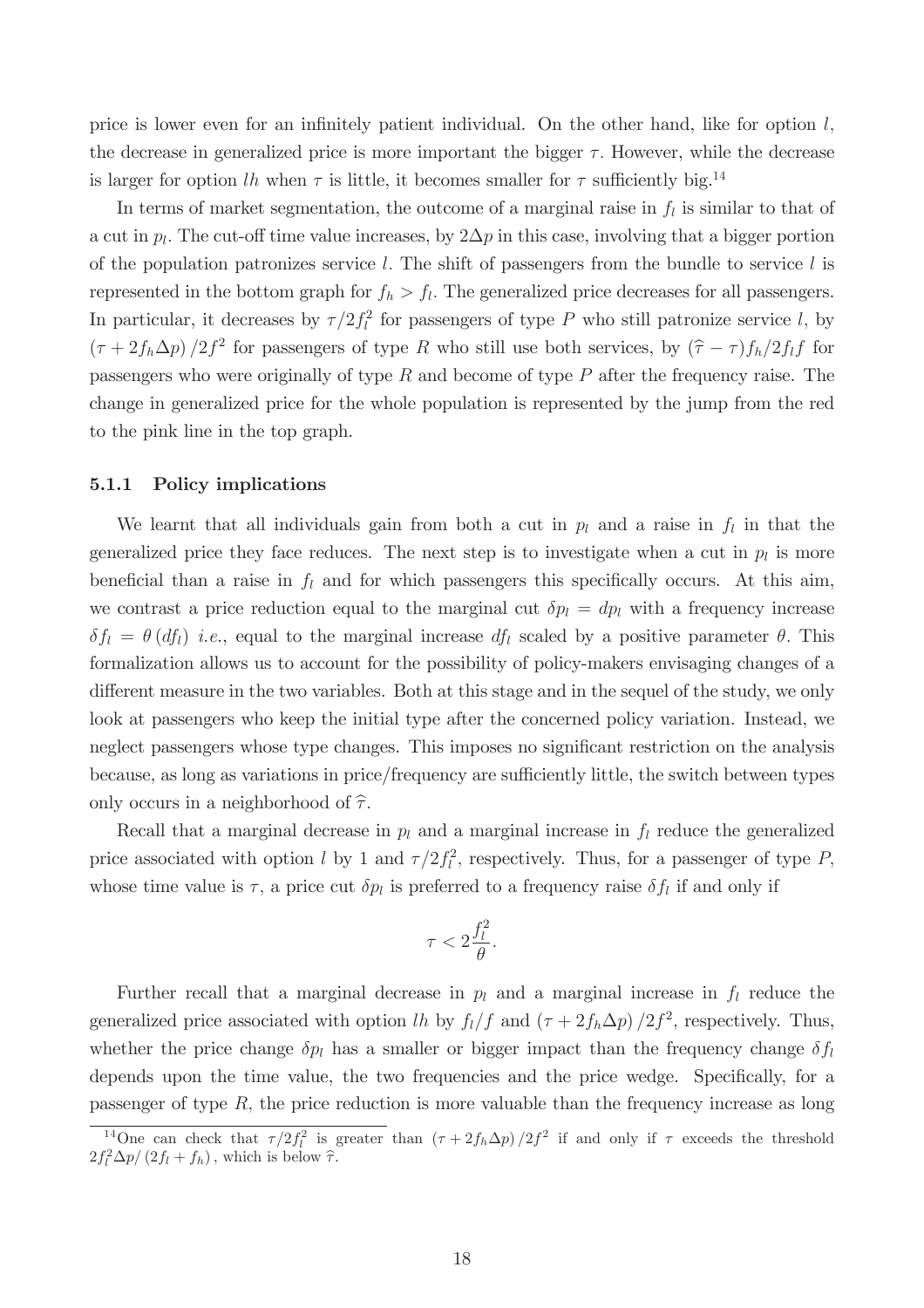price is lower even for an infinitely patient individual. On the other hand, like for option $l$, the decrease in generalized price is more important the bigger $\tau$. However, while the decrease is larger for option $lh$ when $\tau$ is little, it becomes smaller for $\tau$ sufficiently big.[14]

In terms of market segmentation, the outcome of a marginal raise in $f_l$ is similar to that of a cut in $p_l$. The cut-off time value increases, by $2\Delta p$ in this case, involving that a bigger portion of the population patronizes service $l$. The shift of passengers from the bundle to service $l$ is represented in the bottom graph for $f_h > f_l$. The generalized price decreases for all passengers. In particular, it decreases by $\tau/2f_l^2$ for passengers of type $P$ who still patronize service $l$, by $(\tau + 2f_h\Delta p)/2f^2$ for passengers of type $R$ who still use both services, by $(\widehat{\tau} - \tau)f_h/2f_lf$ for passengers who were originally of type $R$ and become of type $P$ after the frequency raise. The change in generalized price for the whole population is represented by the jump from the red to the pink line in the top graph.

### 5.1.1 Policy implications

We learnt that all individuals gain from both a cut in $p_l$ and a raise in $f_l$ in that the generalized price they face reduces. The next step is to investigate when a cut in $p_l$ is more beneficial than a raise in $f_l$ and for which passengers this specifically occurs. At this aim, we contrast a price reduction equal to the marginal cut $\delta p_l = dp_l$ with a frequency increase $\delta f_l = \theta (df_l)$ *i.e.*, equal to the marginal increase $df_l$ scaled by a positive parameter $\theta$. This formalization allows us to account for the possibility of policy-makers envisaging changes of a different measure in the two variables. Both at this stage and in the sequel of the study, we only look at passengers who keep the initial type after the concerned policy variation. Instead, we neglect passengers whose type changes. This imposes no significant restriction on the analysis because, as long as variations in price/frequency are sufficiently little, the switch between types only occurs in a neighborhood of $\widehat{\tau}$.

Recall that a marginal decrease in $p_l$ and a marginal increase in $f_l$ reduce the generalized price associated with option $l$ by 1 and $\tau/2f_l^2$, respectively. Thus, for a passenger of type $P$, whose time value is $\tau$, a price cut $\delta p_l$ is preferred to a frequency raise $\delta f_l$ if and only if

$$\tau < 2\frac{f_l^2}{\theta}.$$

Further recall that a marginal decrease in $p_l$ and a marginal increase in $f_l$ reduce the generalized price associated with option $lh$ by $f_l/f$ and $(\tau + 2f_h\Delta p)/2f^2$, respectively. Thus, whether the price change $\delta p_l$ has a smaller or bigger impact than the frequency change $\delta f_l$ depends upon the time value, the two frequencies and the price wedge. Specifically, for a passenger of type $R$, the price reduction is more valuable than the frequency increase as long

[14] One can check that $\tau/2f_l^2$ is greater than $(\tau + 2f_h\Delta p)/2f^2$ if and only if $\tau$ exceeds the threshold $2f_l^2\Delta p/(2f_l + f_h)$, which is below $\widehat{\tau}$.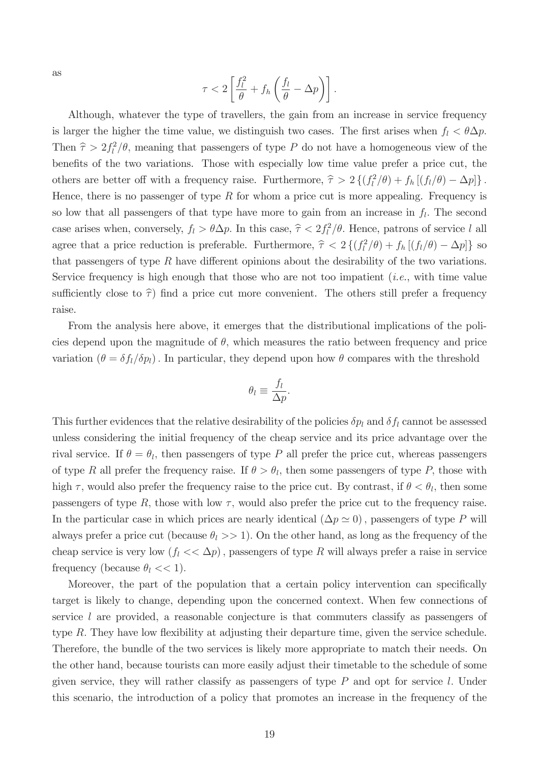as

$$\tau < 2\left[\frac{f_l^2}{\theta} + f_h\left(\frac{f_l}{\theta} - \Delta p\right)\right].$$

Although, whatever the type of travellers, the gain from an increase in service frequency is larger the higher the time value, we distinguish two cases. The first arises when $f_l < \theta\Delta p$. Then $\widehat{\tau} > 2f_l^2/\theta$, meaning that passengers of type $P$ do not have a homogeneous view of the benefits of the two variations. Those with especially low time value prefer a price cut, the others are better off with a frequency raise. Furthermore, $\widehat{\tau} > 2\left\{(f_l^2/\theta) + f_h\left[(f_l/\theta) - \Delta p\right]\right\}$. Hence, there is no passenger of type $R$ for whom a price cut is more appealing. Frequency is so low that all passengers of that type have more to gain from an increase in $f_l$. The second case arises when, conversely, $f_l > \theta\Delta p$. In this case, $\widehat{\tau} < 2f_l^2/\theta$. Hence, patrons of service $l$ all agree that a price reduction is preferable. Furthermore, $\widehat{\tau} < 2\left\{(f_l^2/\theta) + f_h\left[(f_l/\theta) - \Delta p\right]\right\}$ so that passengers of type $R$ have different opinions about the desirability of the two variations. Service frequency is high enough that those who are not too impatient (*i.e.*, with time value sufficiently close to $\widehat{\tau}$) find a price cut more convenient. The others still prefer a frequency raise.

From the analysis here above, it emerges that the distributional implications of the policies depend upon the magnitude of $\theta$, which measures the ratio between frequency and price variation $(\theta = \delta f_l/\delta p_l)$. In particular, they depend upon how $\theta$ compares with the threshold

$$\theta_l \equiv \frac{f_l}{\Delta p}.$$

This further evidences that the relative desirability of the policies $\delta p_l$ and $\delta f_l$ cannot be assessed unless considering the initial frequency of the cheap service and its price advantage over the rival service. If $\theta = \theta_l$, then passengers of type $P$ all prefer the price cut, whereas passengers of type $R$ all prefer the frequency raise. If $\theta > \theta_l$, then some passengers of type $P$, those with high $\tau$, would also prefer the frequency raise to the price cut. By contrast, if $\theta < \theta_l$, then some passengers of type $R$, those with low $\tau$, would also prefer the price cut to the frequency raise. In the particular case in which prices are nearly identical $(\Delta p \simeq 0)$, passengers of type $P$ will always prefer a price cut (because $\theta_l >> 1$). On the other hand, as long as the frequency of the cheap service is very low $(f_l << \Delta p)$, passengers of type $R$ will always prefer a raise in service frequency (because $\theta_l << 1$).

Moreover, the part of the population that a certain policy intervention can specifically target is likely to change, depending upon the concerned context. When few connections of service $l$ are provided, a reasonable conjecture is that commuters classify as passengers of type $R$. They have low flexibility at adjusting their departure time, given the service schedule. Therefore, the bundle of the two services is likely more appropriate to match their needs. On the other hand, because tourists can more easily adjust their timetable to the schedule of some given service, they will rather classify as passengers of type $P$ and opt for service $l$. Under this scenario, the introduction of a policy that promotes an increase in the frequency of the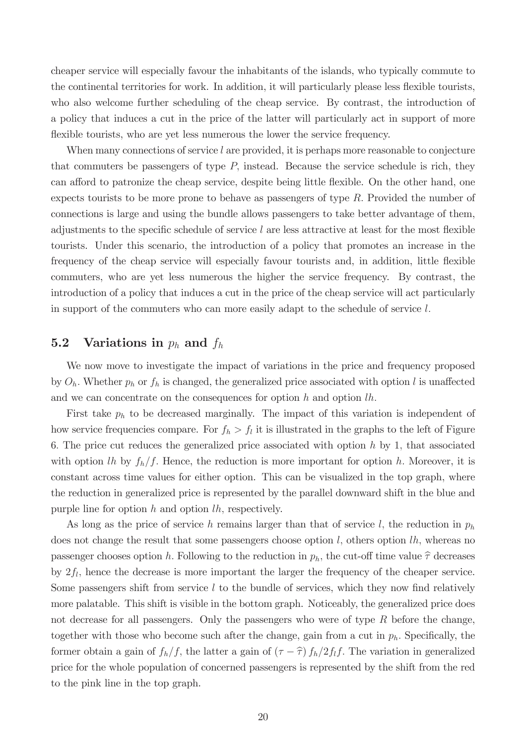cheaper service will especially favour the inhabitants of the islands, who typically commute to the continental territories for work. In addition, it will particularly please less flexible tourists, who also welcome further scheduling of the cheap service. By contrast, the introduction of a policy that induces a cut in the price of the latter will particularly act in support of more flexible tourists, who are yet less numerous the lower the service frequency.

When many connections of service $l$ are provided, it is perhaps more reasonable to conjecture that commuters be passengers of type $P$, instead. Because the service schedule is rich, they can afford to patronize the cheap service, despite being little flexible. On the other hand, one expects tourists to be more prone to behave as passengers of type $R$. Provided the number of connections is large and using the bundle allows passengers to take better advantage of them, adjustments to the specific schedule of service $l$ are less attractive at least for the most flexible tourists. Under this scenario, the introduction of a policy that promotes an increase in the frequency of the cheap service will especially favour tourists and, in addition, little flexible commuters, who are yet less numerous the higher the service frequency. By contrast, the introduction of a policy that induces a cut in the price of the cheap service will act particularly in support of the commuters who can more easily adapt to the schedule of service $l$.

## 5.2 Variations in $p_h$ and $f_h$

We now move to investigate the impact of variations in the price and frequency proposed by $O_h$. Whether $p_h$ or $f_h$ is changed, the generalized price associated with option $l$ is unaffected and we can concentrate on the consequences for option $h$ and option $lh$.

First take $p_h$ to be decreased marginally. The impact of this variation is independent of how service frequencies compare. For $f_h > f_l$ it is illustrated in the graphs to the left of Figure 6. The price cut reduces the generalized price associated with option $h$ by 1, that associated with option $lh$ by $f_h/f$. Hence, the reduction is more important for option $h$. Moreover, it is constant across time values for either option. This can be visualized in the top graph, where the reduction in generalized price is represented by the parallel downward shift in the blue and purple line for option $h$ and option $lh$, respectively.

As long as the price of service $h$ remains larger than that of service $l$, the reduction in $p_h$ does not change the result that some passengers choose option $l$, others option $lh$, whereas no passenger chooses option $h$. Following to the reduction in $p_h$, the cut-off time value $\widehat{\tau}$ decreases by $2f_l$, hence the decrease is more important the larger the frequency of the cheaper service. Some passengers shift from service $l$ to the bundle of services, which they now find relatively more palatable. This shift is visible in the bottom graph. Noticeably, the generalized price does not decrease for all passengers. Only the passengers who were of type $R$ before the change, together with those who become such after the change, gain from a cut in $p_h$. Specifically, the former obtain a gain of $f_h/f$, the latter a gain of $(\tau - \widehat{\tau}) f_h/2f_l f$. The variation in generalized price for the whole population of concerned passengers is represented by the shift from the red to the pink line in the top graph.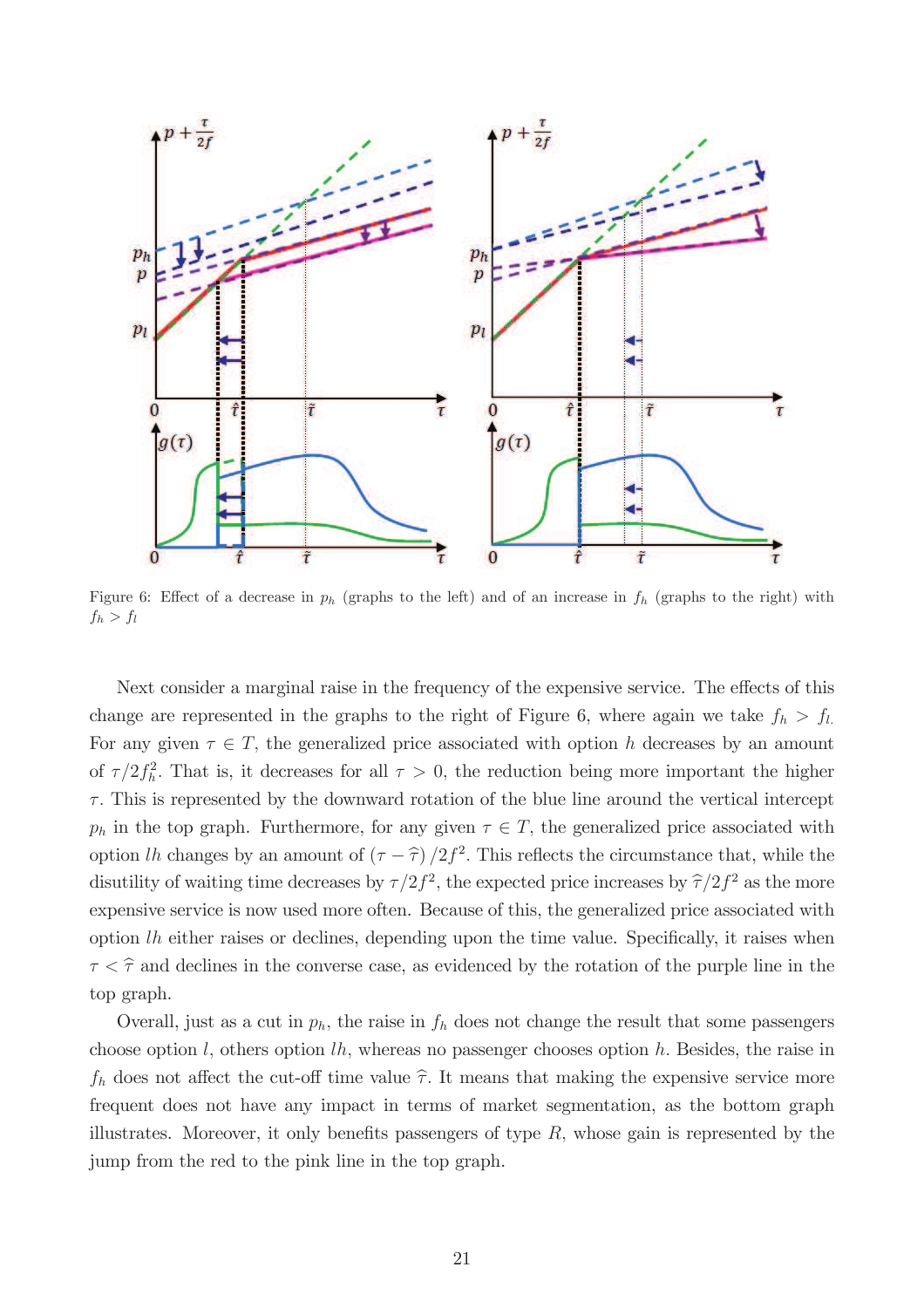Figure 6: Effect of a decrease in $p_h$ (graphs to the left) and of an increase in $f_h$ (graphs to the right) with $f_h > f_l$

Next consider a marginal raise in the frequency of the expensive service. The effects of this change are represented in the graphs to the right of Figure 6, where again we take $f_h > f_l$. For any given $\tau \in T$, the generalized price associated with option $h$ decreases by an amount of $\tau/2f_h^2$. That is, it decreases for all $\tau > 0$, the reduction being more important the higher $\tau$. This is represented by the downward rotation of the blue line around the vertical intercept $p_h$ in the top graph. Furthermore, for any given $\tau \in T$, the generalized price associated with option $lh$ changes by an amount of $(\tau - \widehat{\tau})/2f^2$. This reflects the circumstance that, while the disutility of waiting time decreases by $\tau/2f^2$, the expected price increases by $\widehat{\tau}/2f^2$ as the more expensive service is now used more often. Because of this, the generalized price associated with option $lh$ either raises or declines, depending upon the time value. Specifically, it raises when $\tau < \widehat{\tau}$ and declines in the converse case, as evidenced by the rotation of the purple line in the top graph.

Overall, just as a cut in $p_h$, the raise in $f_h$ does not change the result that some passengers choose option $l$, others option $lh$, whereas no passenger chooses option $h$. Besides, the raise in $f_h$ does not affect the cut-off time value $\widehat{\tau}$. It means that making the expensive service more frequent does not have any impact in terms of market segmentation, as the bottom graph illustrates. Moreover, it only benefits passengers of type $R$, whose gain is represented by the jump from the red to the pink line in the top graph.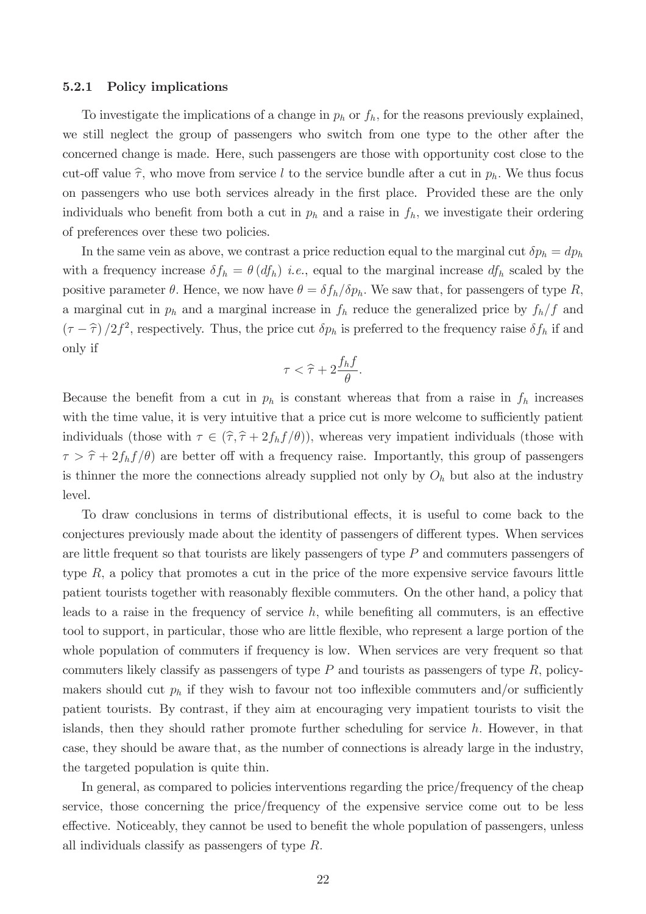#### 5.2.1 Policy implications

To investigate the implications of a change in $p_h$ or $f_h$, for the reasons previously explained, we still neglect the group of passengers who switch from one type to the other after the concerned change is made. Here, such passengers are those with opportunity cost close to the cut-off value $\widehat{\tau}$, who move from service $l$ to the service bundle after a cut in $p_h$. We thus focus on passengers who use both services already in the first place. Provided these are the only individuals who benefit from both a cut in $p_h$ and a raise in $f_h$, we investigate their ordering of preferences over these two policies.

In the same vein as above, we contrast a price reduction equal to the marginal cut $\delta p_h = dp_h$ with a frequency increase $\delta f_h = \theta (df_h)$ *i.e.*, equal to the marginal increase $df_h$ scaled by the positive parameter $\theta$. Hence, we now have $\theta = \delta f_h / \delta p_h$. We saw that, for passengers of type $R$, a marginal cut in $p_h$ and a marginal increase in $f_h$ reduce the generalized price by $f_h/f$ and $(\tau - \widehat{\tau})/2f^2$, respectively. Thus, the price cut $\delta p_h$ is preferred to the frequency raise $\delta f_h$ if and only if

$$\tau < \widehat{\tau} + 2\frac{f_h f}{\theta}.$$

Because the benefit from a cut in $p_h$ is constant whereas that from a raise in $f_h$ increases with the time value, it is very intuitive that a price cut is more welcome to sufficiently patient individuals (those with $\tau \in (\widehat{\tau}, \widehat{\tau} + 2f_h f/\theta)$), whereas very impatient individuals (those with $\tau > \widehat{\tau} + 2f_h f/\theta$) are better off with a frequency raise. Importantly, this group of passengers is thinner the more the connections already supplied not only by $O_h$ but also at the industry level.

To draw conclusions in terms of distributional effects, it is useful to come back to the conjectures previously made about the identity of passengers of different types. When services are little frequent so that tourists are likely passengers of type $P$ and commuters passengers of type $R$, a policy that promotes a cut in the price of the more expensive service favours little patient tourists together with reasonably flexible commuters. On the other hand, a policy that leads to a raise in the frequency of service $h$, while benefiting all commuters, is an effective tool to support, in particular, those who are little flexible, who represent a large portion of the whole population of commuters if frequency is low. When services are very frequent so that commuters likely classify as passengers of type $P$ and tourists as passengers of type $R$, policy-makers should cut $p_h$ if they wish to favour not too inflexible commuters and/or sufficiently patient tourists. By contrast, if they aim at encouraging very impatient tourists to visit the islands, then they should rather promote further scheduling for service $h$. However, in that case, they should be aware that, as the number of connections is already large in the industry, the targeted population is quite thin.

In general, as compared to policies interventions regarding the price/frequency of the cheap service, those concerning the price/frequency of the expensive service come out to be less effective. Noticeably, they cannot be used to benefit the whole population of passengers, unless all individuals classify as passengers of type $R$.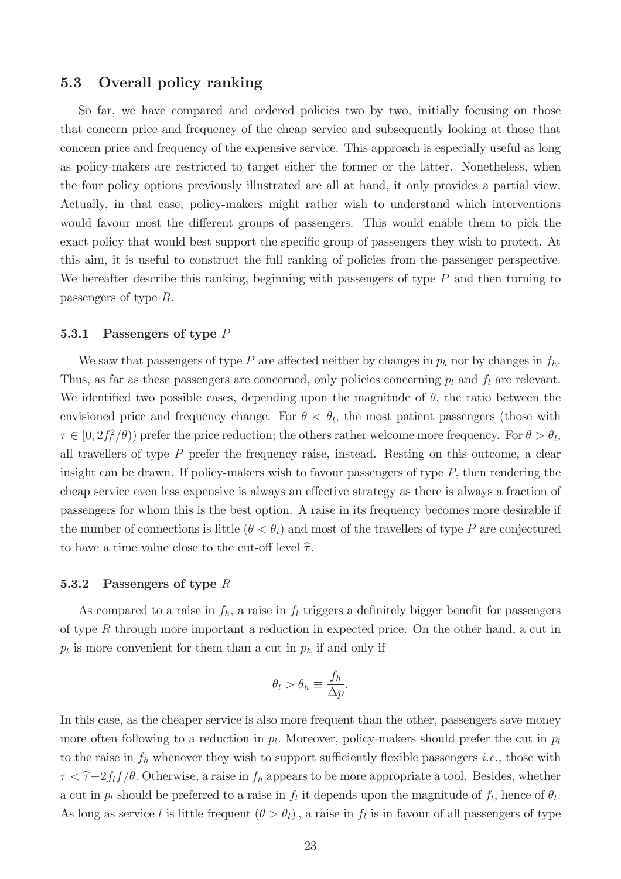## 5.3 Overall policy ranking

So far, we have compared and ordered policies two by two, initially focusing on those that concern price and frequency of the cheap service and subsequently looking at those that concern price and frequency of the expensive service. This approach is especially useful as long as policy-makers are restricted to target either the former or the latter. Nonetheless, when the four policy options previously illustrated are all at hand, it only provides a partial view. Actually, in that case, policy-makers might rather wish to understand which interventions would favour most the different groups of passengers. This would enable them to pick the exact policy that would best support the specific group of passengers they wish to protect. At this aim, it is useful to construct the full ranking of policies from the passenger perspective. We hereafter describe this ranking, beginning with passengers of type $P$ and then turning to passengers of type $R$.

### 5.3.1 Passengers of type $P$

We saw that passengers of type $P$ are affected neither by changes in $p_h$ nor by changes in $f_h$. Thus, as far as these passengers are concerned, only policies concerning $p_l$ and $f_l$ are relevant. We identified two possible cases, depending upon the magnitude of $\theta$, the ratio between the envisioned price and frequency change. For $\theta < \theta_l$, the most patient passengers (those with $\tau \in [0, 2f_l^2/\theta))$ prefer the price reduction; the others rather welcome more frequency. For $\theta > \theta_l$, all travellers of type $P$ prefer the frequency raise, instead. Resting on this outcome, a clear insight can be drawn. If policy-makers wish to favour passengers of type $P$, then rendering the cheap service even less expensive is always an effective strategy as there is always a fraction of passengers for whom this is the best option. A raise in its frequency becomes more desirable if the number of connections is little ($\theta < \theta_l$) and most of the travellers of type $P$ are conjectured to have a time value close to the cut-off level $\widehat{\tau}$.

### 5.3.2 Passengers of type $R$

As compared to a raise in $f_h$, a raise in $f_l$ triggers a definitely bigger benefit for passengers of type $R$ through more important a reduction in expected price. On the other hand, a cut in $p_l$ is more convenient for them than a cut in $p_h$ if and only if

$$\theta_l > \theta_h \equiv \frac{f_h}{\Delta p},$$

In this case, as the cheaper service is also more frequent than the other, passengers save money more often following to a reduction in $p_l$. Moreover, policy-makers should prefer the cut in $p_l$ to the raise in $f_h$ whenever they wish to support sufficiently flexible passengers *i.e.*, those with $\tau < \widehat{\tau} + 2f_l f/\theta$. Otherwise, a raise in $f_h$ appears to be more appropriate a tool. Besides, whether a cut in $p_l$ should be preferred to a raise in $f_l$ it depends upon the magnitude of $f_l$, hence of $\theta_l$. As long as service $l$ is little frequent $(\theta > \theta_l)$, a raise in $f_l$ is in favour of all passengers of type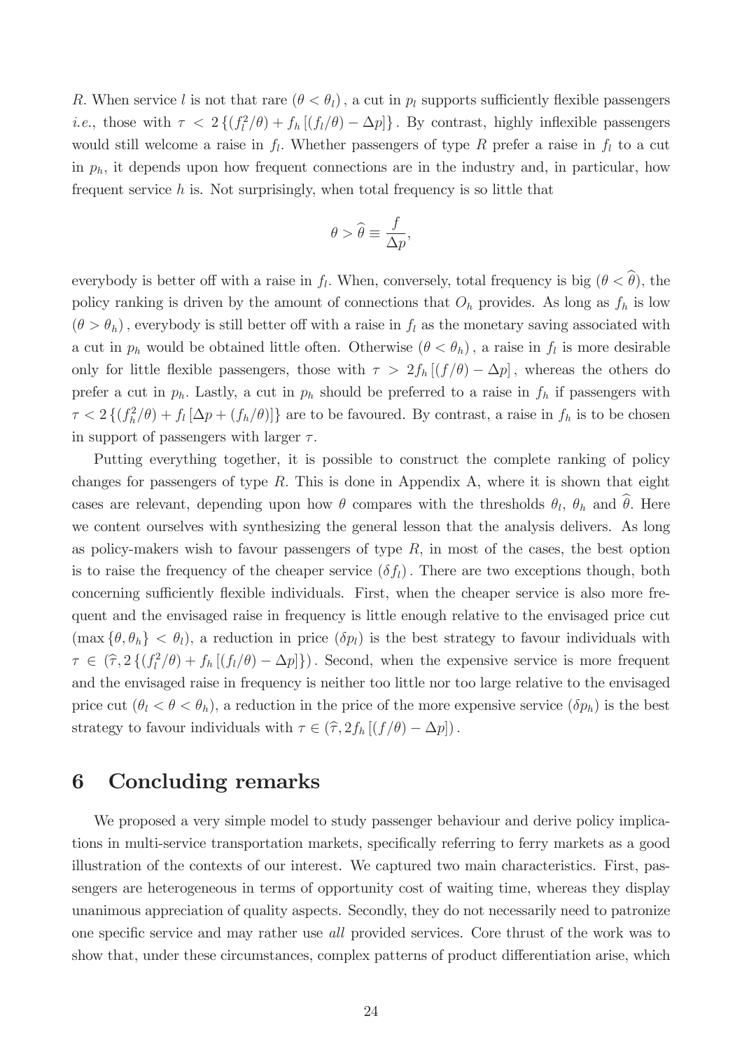$R$. When service $l$ is not that rare $(\theta < \theta_l)$, a cut in $p_l$ supports sufficiently flexible passengers *i.e.*, those with $\tau < 2\{(f_l^2/\theta) + f_h[(f_l/\theta) - \Delta p]\}$. By contrast, highly inflexible passengers would still welcome a raise in $f_l$. Whether passengers of type $R$ prefer a raise in $f_l$ to a cut in $p_h$, it depends upon how frequent connections are in the industry and, in particular, how frequent service $h$ is. Not surprisingly, when total frequency is so little that

$$\theta > \widehat{\theta} \equiv \frac{f}{\Delta p},$$

everybody is better off with a raise in $f_l$. When, conversely, total frequency is big $(\theta < \widehat{\theta})$, the policy ranking is driven by the amount of connections that $O_h$ provides. As long as $f_h$ is low $(\theta > \theta_h)$, everybody is still better off with a raise in $f_l$ as the monetary saving associated with a cut in $p_h$ would be obtained little often. Otherwise $(\theta < \theta_h)$, a raise in $f_l$ is more desirable only for little flexible passengers, those with $\tau > 2f_h[(f/\theta) - \Delta p]$, whereas the others do prefer a cut in $p_h$. Lastly, a cut in $p_h$ should be preferred to a raise in $f_h$ if passengers with $\tau < 2\{(f_h^2/\theta) + f_l[\Delta p + (f_h/\theta)]\}$ are to be favoured. By contrast, a raise in $f_h$ is to be chosen in support of passengers with larger $\tau$.

Putting everything together, it is possible to construct the complete ranking of policy changes for passengers of type $R$. This is done in Appendix A, where it is shown that eight cases are relevant, depending upon how $\theta$ compares with the thresholds $\theta_l$, $\theta_h$ and $\widehat{\theta}$. Here we content ourselves with synthesizing the general lesson that the analysis delivers. As long as policy-makers wish to favour passengers of type $R$, in most of the cases, the best option is to raise the frequency of the cheaper service $(\delta f_l)$. There are two exceptions though, both concerning sufficiently flexible individuals. First, when the cheaper service is also more frequent and the envisaged raise in frequency is little enough relative to the envisaged price cut $(\max\{\theta, \theta_h\} < \theta_l)$, a reduction in price $(\delta p_l)$ is the best strategy to favour individuals with $\tau \in (\widehat{\tau}, 2\{(f_l^2/\theta) + f_h[(f_l/\theta) - \Delta p]\})$. Second, when the expensive service is more frequent and the envisaged raise in frequency is neither too little nor too large relative to the envisaged price cut $(\theta_l < \theta < \theta_h)$, a reduction in the price of the more expensive service $(\delta p_h)$ is the best strategy to favour individuals with $\tau \in (\widehat{\tau}, 2f_h[(f/\theta) - \Delta p])$.

# 6 Concluding remarks

We proposed a very simple model to study passenger behaviour and derive policy implications in multi-service transportation markets, specifically referring to ferry markets as a good illustration of the contexts of our interest. We captured two main characteristics. First, passengers are heterogeneous in terms of opportunity cost of waiting time, whereas they display unanimous appreciation of quality aspects. Secondly, they do not necessarily need to patronize one specific service and may rather use *all* provided services. Core thrust of the work was to show that, under these circumstances, complex patterns of product differentiation arise, which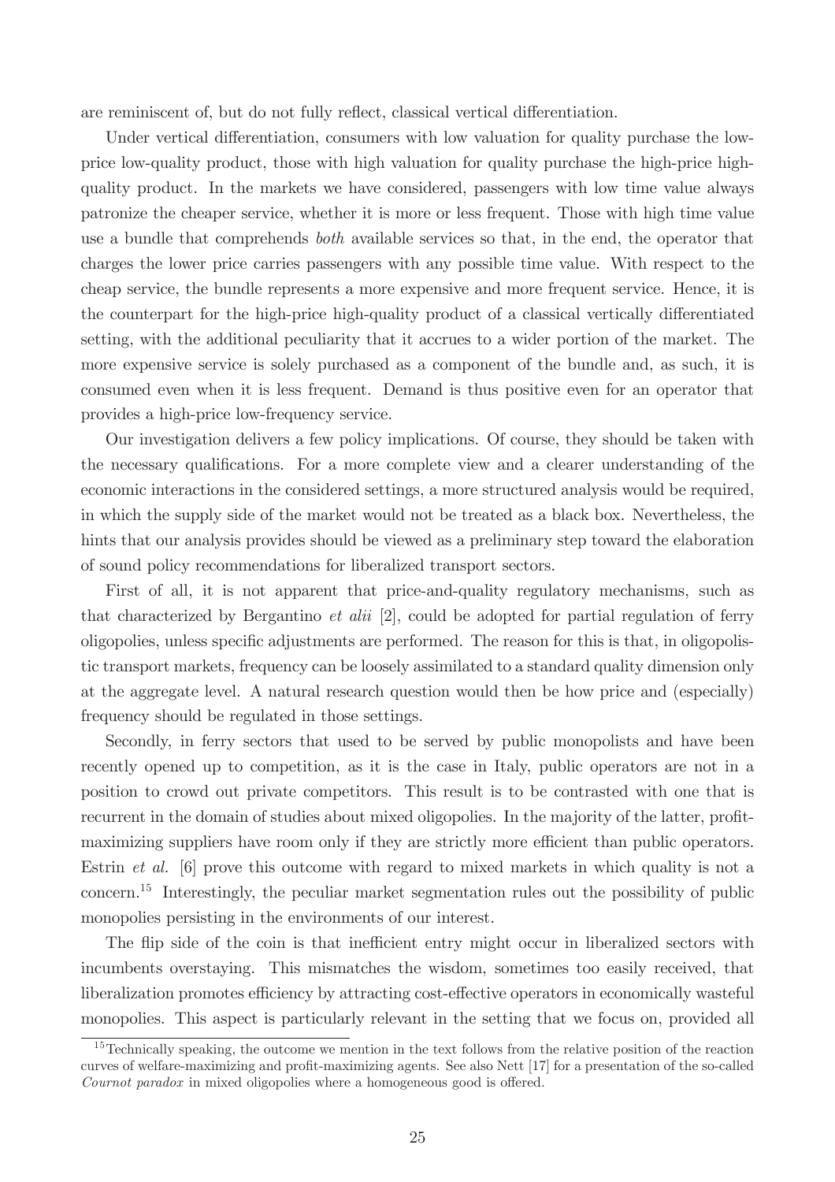are reminiscent of, but do not fully reflect, classical vertical differentiation.

Under vertical differentiation, consumers with low valuation for quality purchase the low-price low-quality product, those with high valuation for quality purchase the high-price high-quality product. In the markets we have considered, passengers with low time value always patronize the cheaper service, whether it is more or less frequent. Those with high time value use a bundle that comprehends *both* available services so that, in the end, the operator that charges the lower price carries passengers with any possible time value. With respect to the cheap service, the bundle represents a more expensive and more frequent service. Hence, it is the counterpart for the high-price high-quality product of a classical vertically differentiated setting, with the additional peculiarity that it accrues to a wider portion of the market. The more expensive service is solely purchased as a component of the bundle and, as such, it is consumed even when it is less frequent. Demand is thus positive even for an operator that provides a high-price low-frequency service.

Our investigation delivers a few policy implications. Of course, they should be taken with the necessary qualifications. For a more complete view and a clearer understanding of the economic interactions in the considered settings, a more structured analysis would be required, in which the supply side of the market would not be treated as a black box. Nevertheless, the hints that our analysis provides should be viewed as a preliminary step toward the elaboration of sound policy recommendations for liberalized transport sectors.

First of all, it is not apparent that price-and-quality regulatory mechanisms, such as that characterized by Bergantino *et alii* [2], could be adopted for partial regulation of ferry oligopolies, unless specific adjustments are performed. The reason for this is that, in oligopolistic transport markets, frequency can be loosely assimilated to a standard quality dimension only at the aggregate level. A natural research question would then be how price and (especially) frequency should be regulated in those settings.

Secondly, in ferry sectors that used to be served by public monopolists and have been recently opened up to competition, as it is the case in Italy, public operators are not in a position to crowd out private competitors. This result is to be contrasted with one that is recurrent in the domain of studies about mixed oligopolies. In the majority of the latter, profit-maximizing suppliers have room only if they are strictly more efficient than public operators. Estrin *et al.* [6] prove this outcome with regard to mixed markets in which quality is not a concern.[15] Interestingly, the peculiar market segmentation rules out the possibility of public monopolies persisting in the environments of our interest.

The flip side of the coin is that inefficient entry might occur in liberalized sectors with incumbents overstaying. This mismatches the wisdom, sometimes too easily received, that liberalization promotes efficiency by attracting cost-effective operators in economically wasteful monopolies. This aspect is particularly relevant in the setting that we focus on, provided all

[15] Technically speaking, the outcome we mention in the text follows from the relative position of the reaction curves of welfare-maximizing and profit-maximizing agents. See also Nett [17] for a presentation of the so-called *Cournot paradox* in mixed oligopolies where a homogeneous good is offered.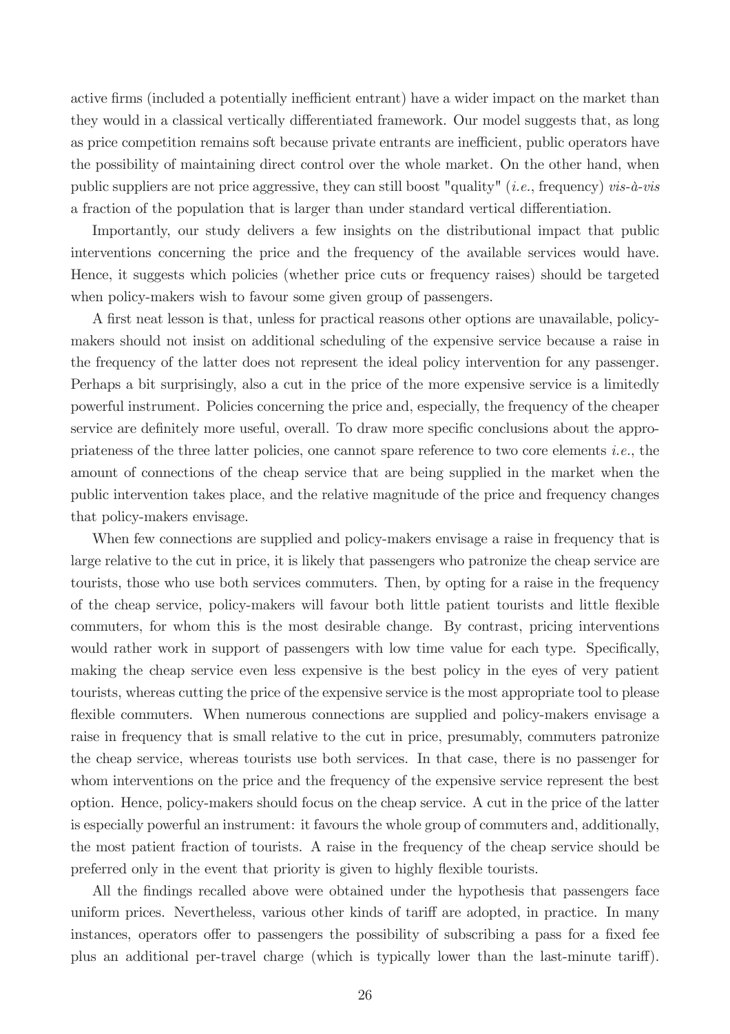active firms (included a potentially inefficient entrant) have a wider impact on the market than they would in a classical vertically differentiated framework. Our model suggests that, as long as price competition remains soft because private entrants are inefficient, public operators have the possibility of maintaining direct control over the whole market. On the other hand, when public suppliers are not price aggressive, they can still boost "quality" (*i.e.*, frequency) *vis-à-vis* a fraction of the population that is larger than under standard vertical differentiation.

Importantly, our study delivers a few insights on the distributional impact that public interventions concerning the price and the frequency of the available services would have. Hence, it suggests which policies (whether price cuts or frequency raises) should be targeted when policy-makers wish to favour some given group of passengers.

A first neat lesson is that, unless for practical reasons other options are unavailable, policy-makers should not insist on additional scheduling of the expensive service because a raise in the frequency of the latter does not represent the ideal policy intervention for any passenger. Perhaps a bit surprisingly, also a cut in the price of the more expensive service is a limitedly powerful instrument. Policies concerning the price and, especially, the frequency of the cheaper service are definitely more useful, overall. To draw more specific conclusions about the appropriateness of the three latter policies, one cannot spare reference to two core elements *i.e.*, the amount of connections of the cheap service that are being supplied in the market when the public intervention takes place, and the relative magnitude of the price and frequency changes that policy-makers envisage.

When few connections are supplied and policy-makers envisage a raise in frequency that is large relative to the cut in price, it is likely that passengers who patronize the cheap service are tourists, those who use both services commuters. Then, by opting for a raise in the frequency of the cheap service, policy-makers will favour both little patient tourists and little flexible commuters, for whom this is the most desirable change. By contrast, pricing interventions would rather work in support of passengers with low time value for each type. Specifically, making the cheap service even less expensive is the best policy in the eyes of very patient tourists, whereas cutting the price of the expensive service is the most appropriate tool to please flexible commuters. When numerous connections are supplied and policy-makers envisage a raise in frequency that is small relative to the cut in price, presumably, commuters patronize the cheap service, whereas tourists use both services. In that case, there is no passenger for whom interventions on the price and the frequency of the expensive service represent the best option. Hence, policy-makers should focus on the cheap service. A cut in the price of the latter is especially powerful an instrument: it favours the whole group of commuters and, additionally, the most patient fraction of tourists. A raise in the frequency of the cheap service should be preferred only in the event that priority is given to highly flexible tourists.

All the findings recalled above were obtained under the hypothesis that passengers face uniform prices. Nevertheless, various other kinds of tariff are adopted, in practice. In many instances, operators offer to passengers the possibility of subscribing a pass for a fixed fee plus an additional per-travel charge (which is typically lower than the last-minute tariff).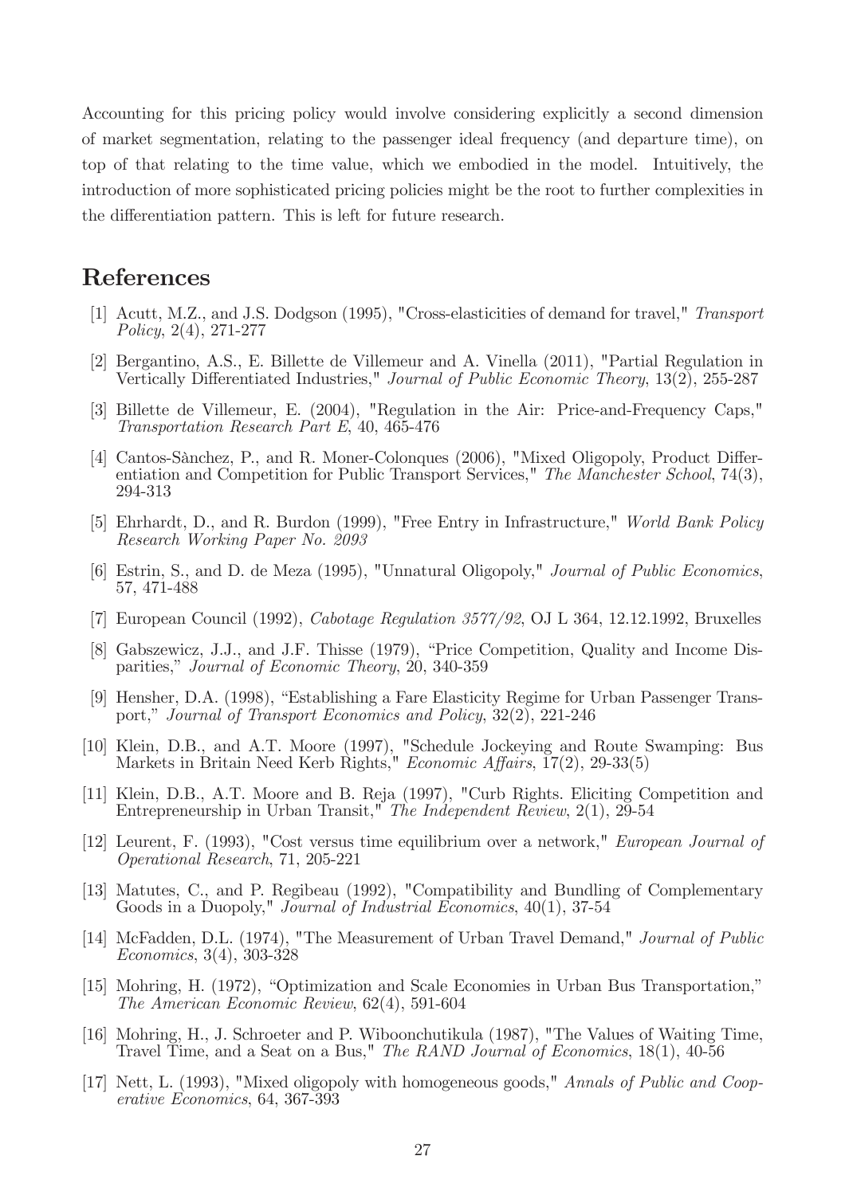Accounting for this pricing policy would involve considering explicitly a second dimension of market segmentation, relating to the passenger ideal frequency (and departure time), on top of that relating to the time value, which we embodied in the model. Intuitively, the introduction of more sophisticated pricing policies might be the root to further complexities in the differentiation pattern. This is left for future research.

# References

[1] Acutt, M.Z., and J.S. Dodgson (1995), "Cross-elasticities of demand for travel," *Transport Policy*, 2(4), 271-277

[2] Bergantino, A.S., E. Billette de Villemeur and A. Vinella (2011), "Partial Regulation in Vertically Differentiated Industries," *Journal of Public Economic Theory*, 13(2), 255-287

[3] Billette de Villemeur, E. (2004), "Regulation in the Air: Price-and-Frequency Caps," *Transportation Research Part E*, 40, 465-476

[4] Cantos-Sànchez, P., and R. Moner-Colonques (2006), "Mixed Oligopoly, Product Differentiation and Competition for Public Transport Services," *The Manchester School*, 74(3), 294-313

[5] Ehrhardt, D., and R. Burdon (1999), "Free Entry in Infrastructure," *World Bank Policy Research Working Paper No. 2093*

[6] Estrin, S., and D. de Meza (1995), "Unnatural Oligopoly," *Journal of Public Economics*, 57, 471-488

[7] European Council (1992), *Cabotage Regulation 3577/92*, OJ L 364, 12.12.1992, Bruxelles

[8] Gabszewicz, J.J., and J.F. Thisse (1979), "Price Competition, Quality and Income Disparities," *Journal of Economic Theory*, 20, 340-359

[9] Hensher, D.A. (1998), "Establishing a Fare Elasticity Regime for Urban Passenger Transport," *Journal of Transport Economics and Policy*, 32(2), 221-246

[10] Klein, D.B., and A.T. Moore (1997), "Schedule Jockeying and Route Swamping: Bus Markets in Britain Need Kerb Rights," *Economic Affairs*, 17(2), 29-33(5)

[11] Klein, D.B., A.T. Moore and B. Reja (1997), "Curb Rights. Eliciting Competition and Entrepreneurship in Urban Transit," *The Independent Review*, 2(1), 29-54

[12] Leurent, F. (1993), "Cost versus time equilibrium over a network," *European Journal of Operational Research*, 71, 205-221

[13] Matutes, C., and P. Regibeau (1992), "Compatibility and Bundling of Complementary Goods in a Duopoly," *Journal of Industrial Economics*, 40(1), 37-54

[14] McFadden, D.L. (1974), "The Measurement of Urban Travel Demand," *Journal of Public Economics*, 3(4), 303-328

[15] Mohring, H. (1972), "Optimization and Scale Economies in Urban Bus Transportation," *The American Economic Review*, 62(4), 591-604

[16] Mohring, H., J. Schroeter and P. Wiboonchutikula (1987), "The Values of Waiting Time, Travel Time, and a Seat on a Bus," *The RAND Journal of Economics*, 18(1), 40-56

[17] Nett, L. (1993), "Mixed oligopoly with homogeneous goods," *Annals of Public and Cooperative Economics*, 64, 367-393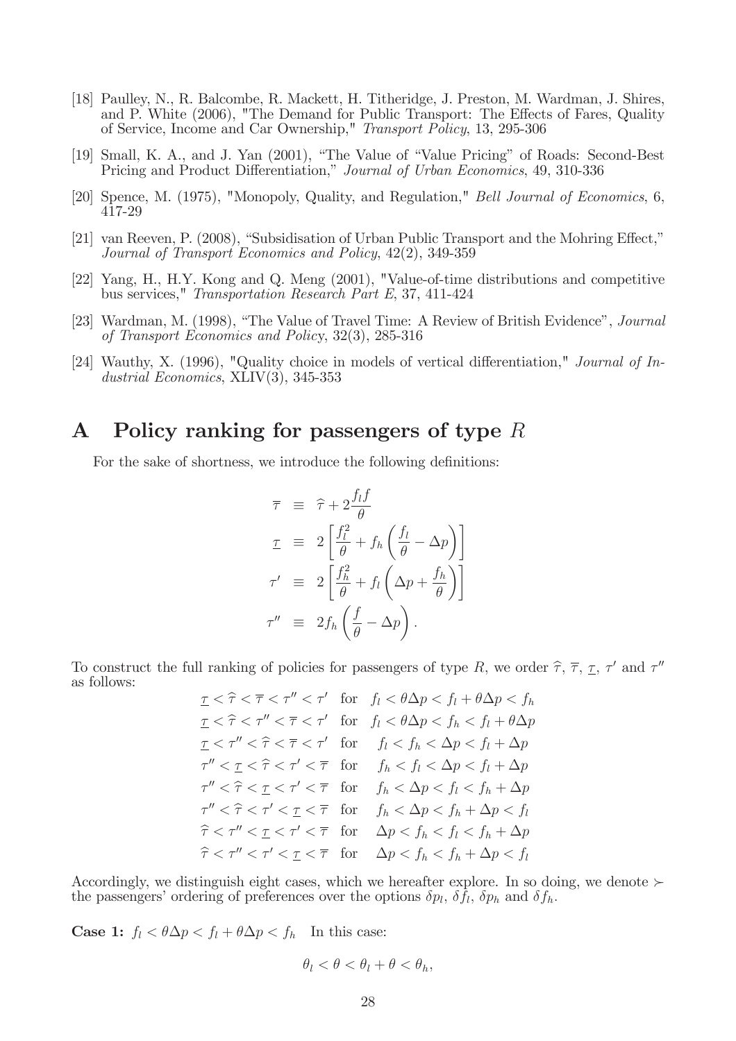[18] Paulley, N., R. Balcombe, R. Mackett, H. Titheridge, J. Preston, M. Wardman, J. Shires, and P. White (2006), "The Demand for Public Transport: The Effects of Fares, Quality of Service, Income and Car Ownership," *Transport Policy*, 13, 295-306

[19] Small, K. A., and J. Yan (2001), "The Value of "Value Pricing" of Roads: Second-Best Pricing and Product Differentiation," *Journal of Urban Economics*, 49, 310-336

[20] Spence, M. (1975), "Monopoly, Quality, and Regulation," *Bell Journal of Economics*, 6, 417-29

[21] van Reeven, P. (2008), "Subsidisation of Urban Public Transport and the Mohring Effect," *Journal of Transport Economics and Policy*, 42(2), 349-359

[22] Yang, H., H.Y. Kong and Q. Meng (2001), "Value-of-time distributions and competitive bus services," *Transportation Research Part E*, 37, 411-424

[23] Wardman, M. (1998), "The Value of Travel Time: A Review of British Evidence", *Journal of Transport Economics and Policy*, 32(3), 285-316

[24] Wauthy, X. (1996), "Quality choice in models of vertical differentiation," *Journal of Industrial Economics*, XLIV(3), 345-353

# A Policy ranking for passengers of type $R$

For the sake of shortness, we introduce the following definitions:

$$
\begin{aligned}
\overline{\tau} &\equiv \widehat{\tau} + 2\frac{f_l f}{\theta} \\
\underline{\tau} &\equiv 2\left[\frac{f_l^2}{\theta} + f_h\left(\frac{f_l}{\theta} - \Delta p\right)\right] \\
\tau' &\equiv 2\left[\frac{f_h^2}{\theta} + f_l\left(\Delta p + \frac{f_h}{\theta}\right)\right] \\
\tau'' &\equiv 2f_h\left(\frac{f}{\theta} - \Delta p\right).
\end{aligned}
$$

To construct the full ranking of policies for passengers of type $R$, we order $\widehat{\tau}$, $\overline{\tau}$, $\underline{\tau}$, $\tau'$ and $\tau''$ as follows:

$$
\begin{aligned}
&\underline{\tau} < \widehat{\tau} < \overline{\tau} < \tau'' < \tau' \quad \text{for} \quad f_l < \theta\Delta p < f_l + \theta\Delta p < f_h \\
&\underline{\tau} < \widehat{\tau} < \tau'' < \overline{\tau} < \tau' \quad \text{for} \quad f_l < \theta\Delta p < f_h < f_l + \theta\Delta p \\
&\underline{\tau} < \tau'' < \widehat{\tau} < \overline{\tau} < \tau' \quad \text{for} \quad f_l < f_h < \Delta p < f_l + \Delta p \\
&\tau'' < \underline{\tau} < \widehat{\tau} < \tau' < \overline{\tau} \quad \text{for} \quad f_h < f_l < \Delta p < f_l + \Delta p \\
&\tau'' < \widehat{\tau} < \underline{\tau} < \tau' < \overline{\tau} \quad \text{for} \quad f_h < \Delta p < f_l < f_h + \Delta p \\
&\tau'' < \widehat{\tau} < \tau' < \underline{\tau} < \overline{\tau} \quad \text{for} \quad f_h < \Delta p < f_h + \Delta p < f_l \\
&\widehat{\tau} < \tau'' < \underline{\tau} < \tau' < \overline{\tau} \quad \text{for} \quad \Delta p < f_h < f_l < f_h + \Delta p \\
&\widehat{\tau} < \tau'' < \tau' < \underline{\tau} < \overline{\tau} \quad \text{for} \quad \Delta p < f_h < f_h + \Delta p < f_l
\end{aligned}
$$

Accordingly, we distinguish eight cases, which we hereafter explore. In so doing, we denote $\succ$ the passengers' ordering of preferences over the options $\delta p_l$, $\delta f_l$, $\delta p_h$ and $\delta f_h$.

**Case 1:** $f_l < \theta\Delta p < f_l + \theta\Delta p < f_h$ In this case:

$$
\theta_l < \theta < \theta_l + \theta < \theta_h,
$$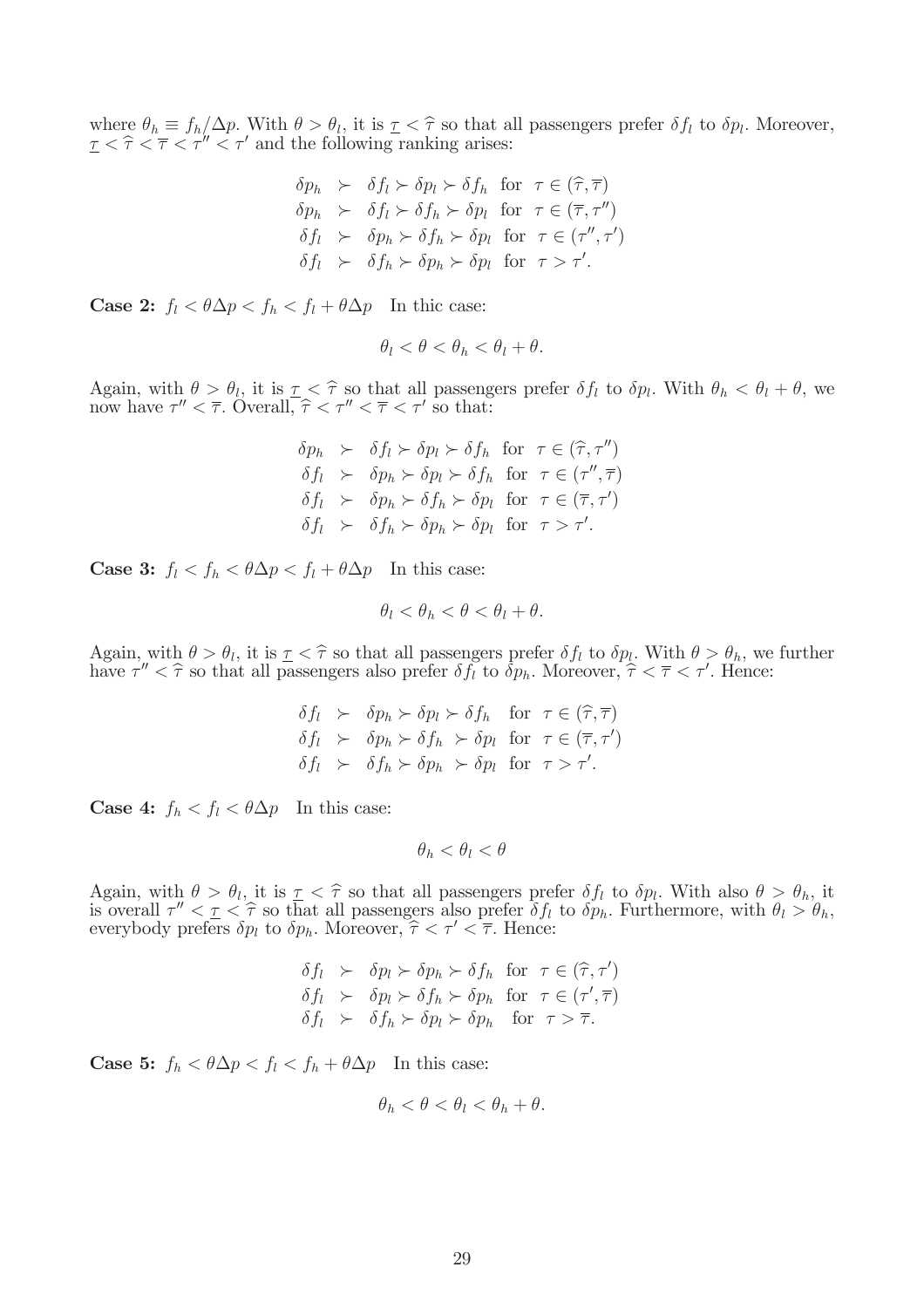where $\theta_h \equiv f_h/\Delta p$. With $\theta > \theta_l$, it is $\underline{\tau} < \widehat{\tau}$ so that all passengers prefer $\delta f_l$ to $\delta p_l$. Moreover, $\underline{\tau} < \widehat{\tau} < \overline{\tau} < \tau'' < \tau'$ and the following ranking arises:

$$
\begin{aligned}
\delta p_h &\succ \delta f_l \succ \delta p_l \succ \delta f_h \quad \text{for} \quad \tau \in (\widehat{\tau}, \overline{\tau}) \\
\delta p_h &\succ \delta f_l \succ \delta f_h \succ \delta p_l \quad \text{for} \quad \tau \in (\overline{\tau}, \tau'') \\
\delta f_l &\succ \delta p_h \succ \delta f_h \succ \delta p_l \quad \text{for} \quad \tau \in (\tau'', \tau') \\
\delta f_l &\succ \delta f_h \succ \delta p_h \succ \delta p_l \quad \text{for} \quad \tau > \tau'.
\end{aligned}
$$

**Case 2:** $f_l < \theta\Delta p < f_h < f_l + \theta\Delta p$ In thic case:

$$\theta_l < \theta < \theta_h < \theta_l + \theta.$$

Again, with $\theta > \theta_l$, it is $\underline{\tau} < \widehat{\tau}$ so that all passengers prefer $\delta f_l$ to $\delta p_l$. With $\theta_h < \theta_l + \theta$, we now have $\tau'' < \overline{\tau}$. Overall, $\widehat{\tau} < \tau'' < \overline{\tau} < \tau'$ so that:

$$
\begin{aligned}
\delta p_h &\succ \delta f_l \succ \delta p_l \succ \delta f_h \quad \text{for} \quad \tau \in (\widehat{\tau}, \tau'') \\
\delta f_l &\succ \delta p_h \succ \delta p_l \succ \delta f_h \quad \text{for} \quad \tau \in (\tau'', \overline{\tau}) \\
\delta f_l &\succ \delta p_h \succ \delta f_h \succ \delta p_l \quad \text{for} \quad \tau \in (\overline{\tau}, \tau') \\
\delta f_l &\succ \delta f_h \succ \delta p_h \succ \delta p_l \quad \text{for} \quad \tau > \tau'.
\end{aligned}
$$

**Case 3:** $f_l < f_h < \theta\Delta p < f_l + \theta\Delta p$ In this case:

$$\theta_l < \theta_h < \theta < \theta_l + \theta.$$

Again, with $\theta > \theta_l$, it is $\underline{\tau} < \widehat{\tau}$ so that all passengers prefer $\delta f_l$ to $\delta p_l$. With $\theta > \theta_h$, we further have $\tau'' < \widehat{\tau}$ so that all passengers also prefer $\delta f_l$ to $\delta p_h$. Moreover, $\widehat{\tau} < \overline{\tau} < \tau'$. Hence:

$$
\begin{aligned}
\delta f_l &\succ \delta p_h \succ \delta p_l \succ \delta f_h \quad \text{for} \quad \tau \in (\widehat{\tau}, \overline{\tau}) \\
\delta f_l &\succ \delta p_h \succ \delta f_h \succ \delta p_l \quad \text{for} \quad \tau \in (\overline{\tau}, \tau') \\
\delta f_l &\succ \delta f_h \succ \delta p_h \succ \delta p_l \quad \text{for} \quad \tau > \tau'.
\end{aligned}
$$

**Case 4:** $f_h < f_l < \theta\Delta p$ In this case:

$$\theta_h < \theta_l < \theta$$

Again, with $\theta > \theta_l$, it is $\underline{\tau} < \widehat{\tau}$ so that all passengers prefer $\delta f_l$ to $\delta p_l$. With also $\theta > \theta_h$, it is overall $\tau'' < \underline{\tau} < \widehat{\tau}$ so that all passengers also prefer $\delta f_l$ to $\delta p_h$. Furthermore, with $\theta_l > \theta_h$, everybody prefers $\delta p_l$ to $\delta p_h$. Moreover, $\widehat{\tau} < \tau' < \overline{\tau}$. Hence:

$$
\begin{aligned}
\delta f_l &\succ \delta p_l \succ \delta p_h \succ \delta f_h \quad \text{for} \quad \tau \in (\widehat{\tau}, \tau') \\
\delta f_l &\succ \delta p_l \succ \delta f_h \succ \delta p_h \quad \text{for} \quad \tau \in (\tau', \overline{\tau}) \\
\delta f_l &\succ \delta f_h \succ \delta p_l \succ \delta p_h \quad \text{for} \quad \tau > \overline{\tau}.
\end{aligned}
$$

**Case 5:** $f_h < \theta\Delta p < f_l < f_h + \theta\Delta p$ In this case:

$$\theta_h < \theta < \theta_l < \theta_h + \theta.$$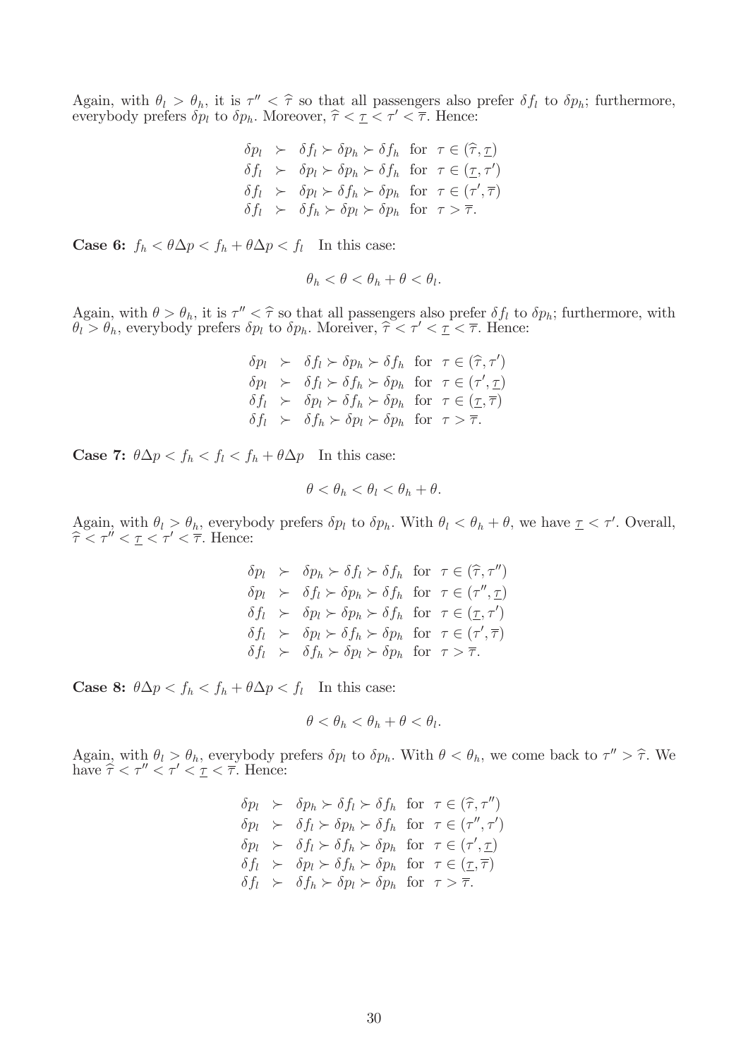Again, with $\theta_l > \theta_h$, it is $\tau'' < \widehat{\tau}$ so that all passengers also prefer $\delta f_l$ to $\delta p_h$; furthermore, everybody prefers $\delta p_l$ to $\delta p_h$. Moreover, $\widehat{\tau} < \underline{\tau} < \tau' < \overline{\tau}$. Hence:

$$
\begin{aligned}
\delta p_l &\succ \delta f_l \succ \delta p_h \succ \delta f_h \quad \text{for} \quad \tau \in (\widehat{\tau}, \underline{\tau}) \\
\delta f_l &\succ \delta p_l \succ \delta p_h \succ \delta f_h \quad \text{for} \quad \tau \in (\underline{\tau}, \tau') \\
\delta f_l &\succ \delta p_l \succ \delta f_h \succ \delta p_h \quad \text{for} \quad \tau \in (\tau', \overline{\tau}) \\
\delta f_l &\succ \delta f_h \succ \delta p_l \succ \delta p_h \quad \text{for} \quad \tau > \overline{\tau}.
\end{aligned}
$$

**Case 6:** $f_h < \theta \Delta p < f_h + \theta \Delta p < f_l$ In this case:

$$\theta_h < \theta < \theta_h + \theta < \theta_l.$$

Again, with $\theta > \theta_h$, it is $\tau'' < \widehat{\tau}$ so that all passengers also prefer $\delta f_l$ to $\delta p_h$; furthermore, with $\theta_l > \theta_h$, everybody prefers $\delta p_l$ to $\delta p_h$. Moreiver, $\widehat{\tau} < \tau' < \underline{\tau} < \overline{\tau}$. Hence:

$$
\begin{aligned}
\delta p_l &\succ \delta f_l \succ \delta p_h \succ \delta f_h \quad \text{for} \quad \tau \in (\widehat{\tau}, \tau') \\
\delta p_l &\succ \delta f_l \succ \delta f_h \succ \delta p_h \quad \text{for} \quad \tau \in (\tau', \underline{\tau}) \\
\delta f_l &\succ \delta p_l \succ \delta f_h \succ \delta p_h \quad \text{for} \quad \tau \in (\underline{\tau}, \overline{\tau}) \\
\delta f_l &\succ \delta f_h \succ \delta p_l \succ \delta p_h \quad \text{for} \quad \tau > \overline{\tau}.
\end{aligned}
$$

**Case 7:** $\theta \Delta p < f_h < f_l < f_h + \theta \Delta p$ In this case:

$$\theta < \theta_h < \theta_l < \theta_h + \theta.$$

Again, with $\theta_l > \theta_h$, everybody prefers $\delta p_l$ to $\delta p_h$. With $\theta_l < \theta_h + \theta$, we have $\underline{\tau} < \tau'$. Overall, $\widehat{\tau} < \tau'' < \underline{\tau} < \tau' < \overline{\tau}$. Hence:

$$
\begin{aligned}
\delta p_l &\succ \delta p_h \succ \delta f_l \succ \delta f_h \quad \text{for} \quad \tau \in (\widehat{\tau}, \tau'') \\
\delta p_l &\succ \delta f_l \succ \delta p_h \succ \delta f_h \quad \text{for} \quad \tau \in (\tau'', \underline{\tau}) \\
\delta f_l &\succ \delta p_l \succ \delta p_h \succ \delta f_h \quad \text{for} \quad \tau \in (\underline{\tau}, \tau') \\
\delta f_l &\succ \delta p_l \succ \delta f_h \succ \delta p_h \quad \text{for} \quad \tau \in (\tau', \overline{\tau}) \\
\delta f_l &\succ \delta f_h \succ \delta p_l \succ \delta p_h \quad \text{for} \quad \tau > \overline{\tau}.
\end{aligned}
$$

**Case 8:** $\theta \Delta p < f_h < f_h + \theta \Delta p < f_l$ In this case:

$$\theta < \theta_h < \theta_h + \theta < \theta_l.$$

Again, with $\theta_l > \theta_h$, everybody prefers $\delta p_l$ to $\delta p_h$. With $\theta < \theta_h$, we come back to $\tau'' > \widehat{\tau}$. We have $\widehat{\tau} < \tau'' < \tau' < \underline{\tau} < \overline{\tau}$. Hence:

$$
\begin{aligned}
\delta p_l &\succ \delta p_h \succ \delta f_l \succ \delta f_h \quad \text{for} \quad \tau \in (\widehat{\tau}, \tau'') \\
\delta p_l &\succ \delta f_l \succ \delta p_h \succ \delta f_h \quad \text{for} \quad \tau \in (\tau'', \tau') \\
\delta p_l &\succ \delta f_l \succ \delta f_h \succ \delta p_h \quad \text{for} \quad \tau \in (\tau', \underline{\tau}) \\
\delta f_l &\succ \delta p_l \succ \delta f_h \succ \delta p_h \quad \text{for} \quad \tau \in (\underline{\tau}, \overline{\tau}) \\
\delta f_l &\succ \delta f_h \succ \delta p_l \succ \delta p_h \quad \text{for} \quad \tau > \overline{\tau}.
\end{aligned}
$$